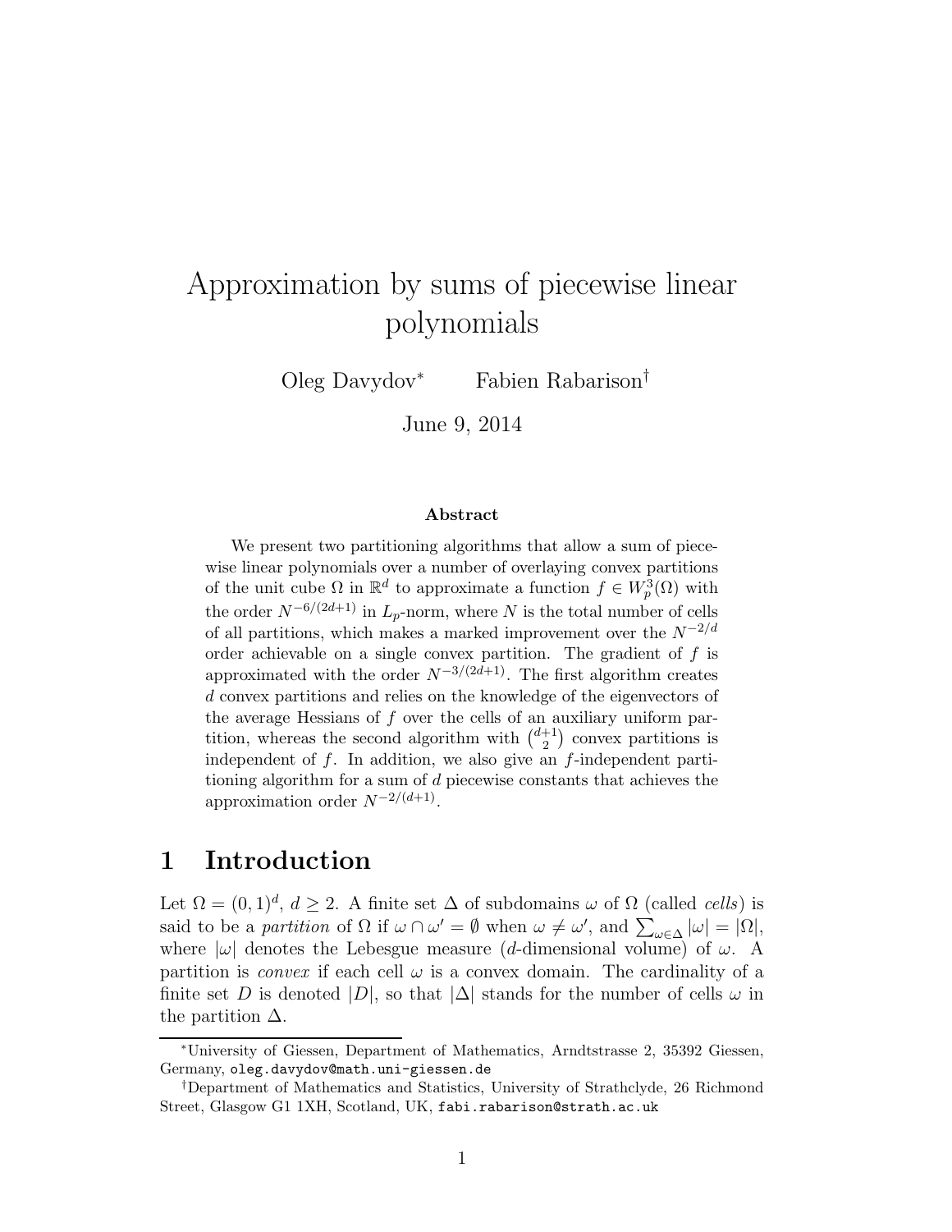# Approximation by sums of piecewise linear polynomials

Oleg Davydov[*]    Fabien Rabarison[†]

June 9, 2014

## Abstract

We present two partitioning algorithms that allow a sum of piecewise linear polynomials over a number of overlaying convex partitions of the unit cube $\Omega$ in $\mathbb{R}^d$ to approximate a function $f \in W_p^3(\Omega)$ with the order $N^{-6/(2d+1)}$ in $L_p$-norm, where $N$ is the total number of cells of all partitions, which makes a marked improvement over the $N^{-2/d}$ order achievable on a single convex partition. The gradient of $f$ is approximated with the order $N^{-3/(2d+1)}$. The first algorithm creates $d$ convex partitions and relies on the knowledge of the eigenvectors of the average Hessians of $f$ over the cells of an auxiliary uniform partition, whereas the second algorithm with $\binom{d+1}{2}$ convex partitions is independent of $f$. In addition, we also give an $f$-independent partitioning algorithm for a sum of $d$ piecewise constants that achieves the approximation order $N^{-2/(d+1)}$.

## 1 Introduction

Let $\Omega = (0, 1)^d$, $d \geq 2$. A finite set $\Delta$ of subdomains $\omega$ of $\Omega$ (called *cells*) is said to be a *partition* of $\Omega$ if $\omega \cap \omega' = \emptyset$ when $\omega \neq \omega'$, and $\sum_{\omega \in \Delta} |\omega| = |\Omega|$, where $|\omega|$ denotes the Lebesgue measure ($d$-dimensional volume) of $\omega$. A partition is *convex* if each cell $\omega$ is a convex domain. The cardinality of a finite set $D$ is denoted $|D|$, so that $|\Delta|$ stands for the number of cells $\omega$ in the partition $\Delta$.

---

[*] University of Giessen, Department of Mathematics, Arndtstrasse 2, 35392 Giessen, Germany, oleg.davydov@math.uni-giessen.de

[†] Department of Mathematics and Statistics, University of Strathclyde, 26 Richmond Street, Glasgow G1 1XH, Scotland, UK, fabi.rabarison@strath.ac.uk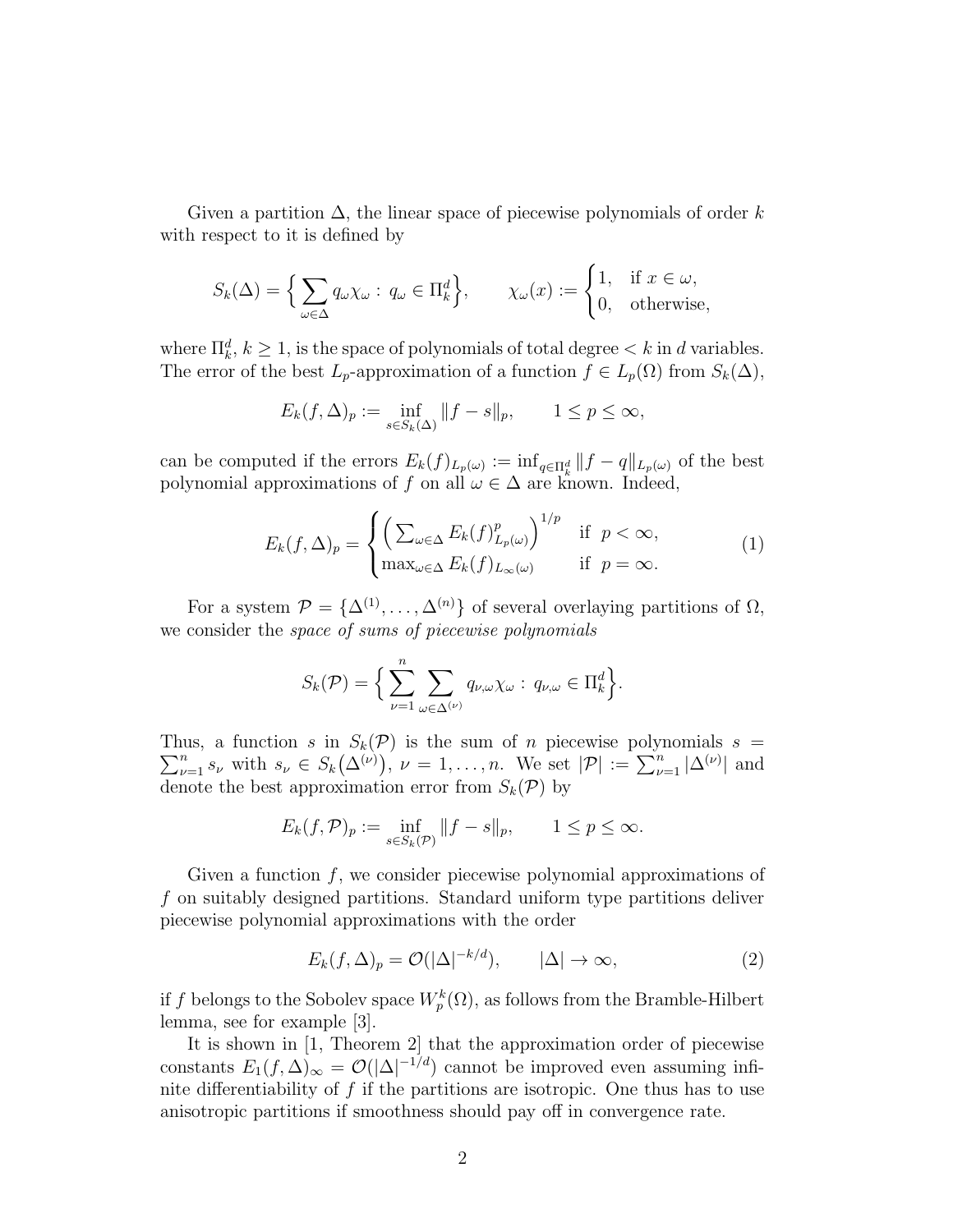Given a partition $\Delta$, the linear space of piecewise polynomials of order $k$ with respect to it is defined by

$$S_k(\Delta) = \Big\{ \sum_{\omega\in\Delta} q_\omega \chi_\omega : \, q_\omega \in \Pi_k^d \Big\}, \qquad \chi_\omega(x) := \begin{cases} 1, & \text{if } x \in \omega, \\ 0, & \text{otherwise,} \end{cases}$$

where $\Pi_k^d$, $k \geq 1$, is the space of polynomials of total degree $< k$ in $d$ variables. The error of the best $L_p$-approximation of a function $f \in L_p(\Omega)$ from $S_k(\Delta)$,

$$E_k(f,\Delta)_p := \inf_{s\in S_k(\Delta)} \|f - s\|_p, \qquad 1 \leq p \leq \infty,$$

can be computed if the errors $E_k(f)_{L_p(\omega)} := \inf_{q\in\Pi_k^d} \|f - q\|_{L_p(\omega)}$ of the best polynomial approximations of $f$ on all $\omega \in \Delta$ are known. Indeed,

$$E_k(f,\Delta)_p = \begin{cases} \Big( \sum_{\omega\in\Delta} E_k(f)^p_{L_p(\omega)} \Big)^{1/p} & \text{if } \; p < \infty, \\ \max_{\omega\in\Delta} E_k(f)_{L_\infty(\omega)} & \text{if } \; p = \infty. \end{cases} \tag{1}$$

For a system $\mathcal{P} = \{\Delta^{(1)}, \ldots, \Delta^{(n)}\}$ of several overlaying partitions of $\Omega$, we consider the *space of sums of piecewise polynomials*

$$S_k(\mathcal{P}) = \Big\{ \sum_{\nu=1}^{n} \sum_{\omega\in\Delta^{(\nu)}} q_{\nu,\omega}\chi_\omega : \, q_{\nu,\omega} \in \Pi_k^d \Big\}.$$

Thus, a function $s$ in $S_k(\mathcal{P})$ is the sum of $n$ piecewise polynomials $s = \sum_{\nu=1}^n s_\nu$ with $s_\nu \in S_k\big(\Delta^{(\nu)}\big)$, $\nu = 1, \ldots, n$. We set $|\mathcal{P}| := \sum_{\nu=1}^n |\Delta^{(\nu)}|$ and denote the best approximation error from $S_k(\mathcal{P})$ by

$$E_k(f,\mathcal{P})_p := \inf_{s\in S_k(\mathcal{P})} \|f - s\|_p, \qquad 1 \leq p \leq \infty.$$

Given a function $f$, we consider piecewise polynomial approximations of $f$ on suitably designed partitions. Standard uniform type partitions deliver piecewise polynomial approximations with the order

$$E_k(f,\Delta)_p = \mathcal{O}(|\Delta|^{-k/d}), \qquad |\Delta| \to \infty, \tag{2}$$

if $f$ belongs to the Sobolev space $W_p^k(\Omega)$, as follows from the Bramble-Hilbert lemma, see for example [3].

It is shown in [1, Theorem 2] that the approximation order of piecewise constants $E_1(f,\Delta)_\infty = \mathcal{O}(|\Delta|^{-1/d})$ cannot be improved even assuming infinite differentiability of $f$ if the partitions are isotropic. One thus has to use anisotropic partitions if smoothness should pay off in convergence rate.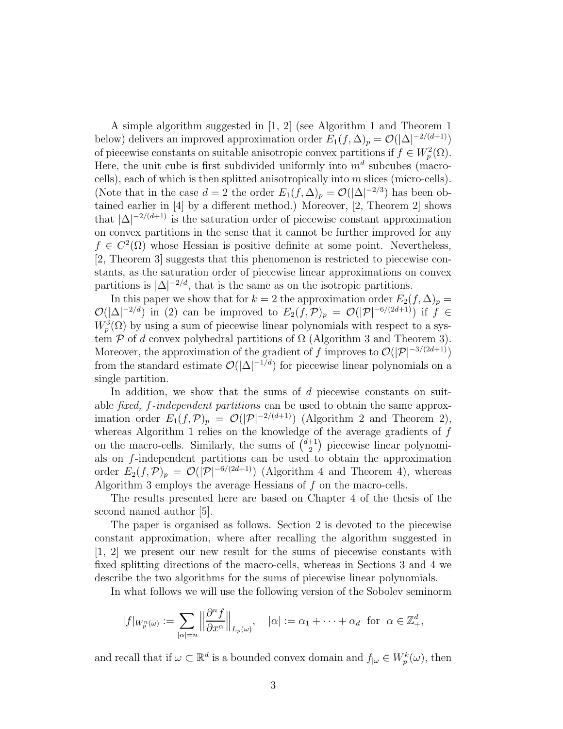A simple algorithm suggested in [1, 2] (see Algorithm 1 and Theorem 1 below) delivers an improved approximation order $E_1(f,\Delta)_p = \mathcal{O}(|\Delta|^{-2/(d+1)})$ of piecewise constants on suitable anisotropic convex partitions if $f \in W_p^2(\Omega)$. Here, the unit cube is first subdivided uniformly into $m^d$ subcubes (macro-cells), each of which is then splitted anisotropically into $m$ slices (micro-cells). (Note that in the case $d = 2$ the order $E_1(f,\Delta)_p = \mathcal{O}(|\Delta|^{-2/3})$ has been obtained earlier in [4] by a different method.) Moreover, [2, Theorem 2] shows that $|\Delta|^{-2/(d+1)}$ is the saturation order of piecewise constant approximation on convex partitions in the sense that it cannot be further improved for any $f \in C^2(\Omega)$ whose Hessian is positive definite at some point. Nevertheless, [2, Theorem 3] suggests that this phenomenon is restricted to piecewise constants, as the saturation order of piecewise linear approximations on convex partitions is $|\Delta|^{-2/d}$, that is the same as on the isotropic partitions.

In this paper we show that for $k = 2$ the approximation order $E_2(f,\Delta)_p = \mathcal{O}(|\Delta|^{-2/d})$ in (2) can be improved to $E_2(f,\mathcal{P})_p = \mathcal{O}(|\mathcal{P}|^{-6/(2d+1)})$ if $f \in W_p^3(\Omega)$ by using a sum of piecewise linear polynomials with respect to a system $\mathcal{P}$ of $d$ convex polyhedral partitions of $\Omega$ (Algorithm 3 and Theorem 3). Moreover, the approximation of the gradient of $f$ improves to $\mathcal{O}(|\mathcal{P}|^{-3/(2d+1)})$ from the standard estimate $\mathcal{O}(|\Delta|^{-1/d})$ for piecewise linear polynomials on a single partition.

In addition, we show that the sums of $d$ piecewise constants on suitable *fixed, $f$-independent partitions* can be used to obtain the same approximation order $E_1(f,\mathcal{P})_p = \mathcal{O}(|\mathcal{P}|^{-2/(d+1)})$ (Algorithm 2 and Theorem 2), whereas Algorithm 1 relies on the knowledge of the average gradients of $f$ on the macro-cells. Similarly, the sums of $\binom{d+1}{2}$ piecewise linear polynomials on $f$-independent partitions can be used to obtain the approximation order $E_2(f,\mathcal{P})_p = \mathcal{O}(|\mathcal{P}|^{-6/(2d+1)})$ (Algorithm 4 and Theorem 4), whereas Algorithm 3 employs the average Hessians of $f$ on the macro-cells.

The results presented here are based on Chapter 4 of the thesis of the second named author [5].

The paper is organised as follows. Section 2 is devoted to the piecewise constant approximation, where after recalling the algorithm suggested in [1, 2] we present our new result for the sums of piecewise constants with fixed splitting directions of the macro-cells, whereas in Sections 3 and 4 we describe the two algorithms for the sums of piecewise linear polynomials.

In what follows we will use the following version of the Sobolev seminorm

$$|f|_{W_p^n(\omega)} := \sum_{|\alpha|=n} \Big\| \frac{\partial^n f}{\partial x^\alpha} \Big\|_{L_p(\omega)}, \quad |\alpha| := \alpha_1 + \cdots + \alpha_d \ \text{ for } \ \alpha \in \mathbb{Z}_+^d,$$

and recall that if $\omega \subset \mathbb{R}^d$ is a bounded convex domain and $f_{|\omega} \in W_p^k(\omega)$, then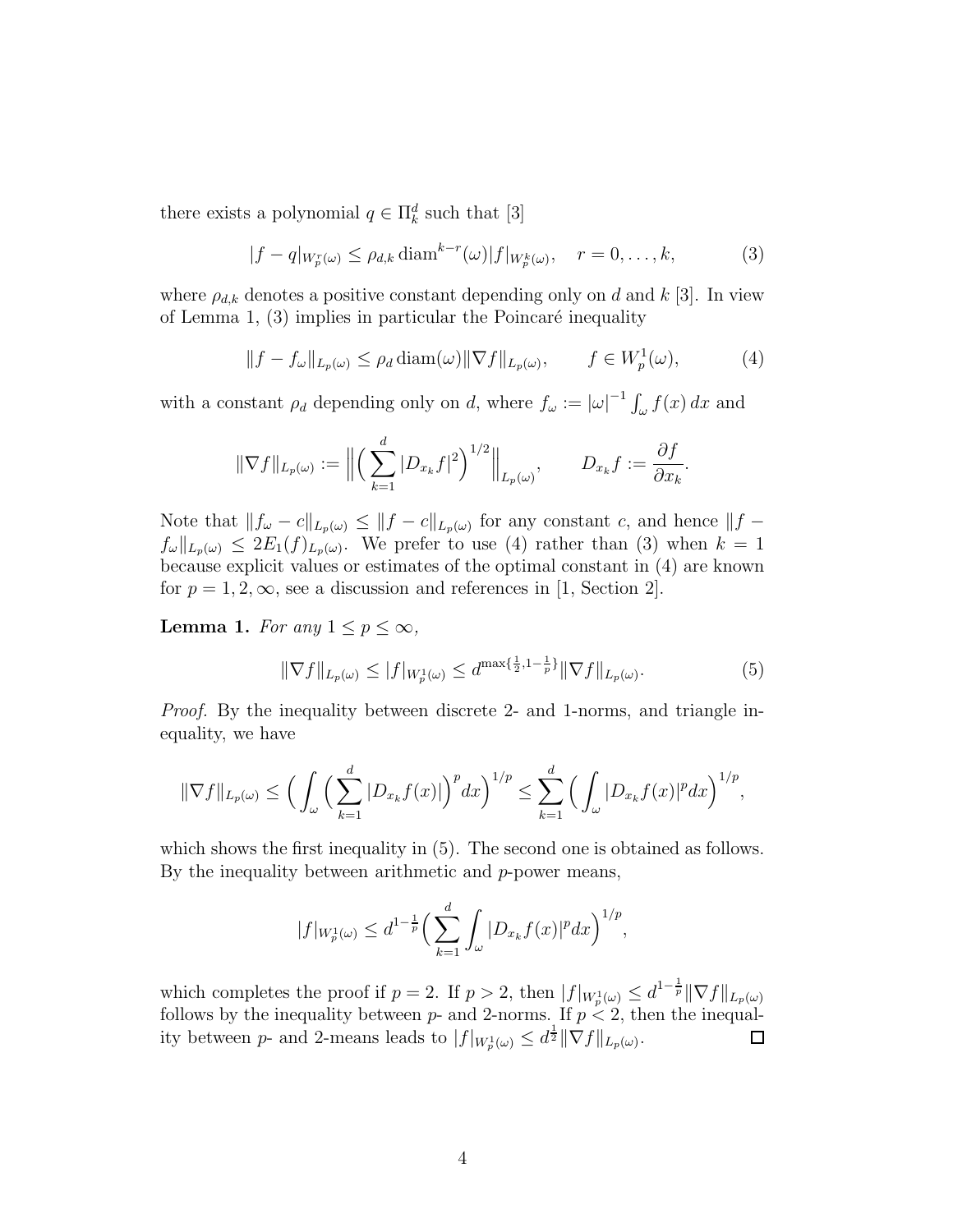there exists a polynomial $q \in \Pi_k^d$ such that [3]

$$
|f - q|_{W_p^r(\omega)} \le \rho_{d,k} \operatorname{diam}^{k-r}(\omega) |f|_{W_p^k(\omega)}, \quad r = 0, \dots, k, \tag{3}
$$

where $\rho_{d,k}$ denotes a positive constant depending only on $d$ and $k$ [3]. In view of Lemma 1, (3) implies in particular the Poincaré inequality

$$
\|f - f_\omega\|_{L_p(\omega)} \le \rho_d \operatorname{diam}(\omega) \|\nabla f\|_{L_p(\omega)}, \qquad f \in W_p^1(\omega), \tag{4}
$$

with a constant $\rho_d$ depending only on $d$, where $f_\omega := |\omega|^{-1} \int_\omega f(x)\, dx$ and

$$
\|\nabla f\|_{L_p(\omega)} := \Big\| \Big( \sum_{k=1}^d |D_{x_k} f|^2 \Big)^{1/2} \Big\|_{L_p(\omega)}, \qquad D_{x_k} f := \frac{\partial f}{\partial x_k}.
$$

Note that $\|f_\omega - c\|_{L_p(\omega)} \le \|f - c\|_{L_p(\omega)}$ for any constant $c$, and hence $\|f - f_\omega\|_{L_p(\omega)} \le 2E_1(f)_{L_p(\omega)}$. We prefer to use (4) rather than (3) when $k = 1$ because explicit values or estimates of the optimal constant in (4) are known for $p = 1, 2, \infty$, see a discussion and references in [1, Section 2].

**Lemma 1.** *For any* $1 \le p \le \infty$,

$$
\|\nabla f\|_{L_p(\omega)} \le |f|_{W_p^1(\omega)} \le d^{\max\{\frac{1}{2}, 1 - \frac{1}{p}\}} \|\nabla f\|_{L_p(\omega)}. \tag{5}
$$

*Proof.* By the inequality between discrete 2- and 1-norms, and triangle inequality, we have

$$
\|\nabla f\|_{L_p(\omega)} \le \Big( \int_\omega \Big( \sum_{k=1}^d |D_{x_k} f(x)| \Big)^p dx \Big)^{1/p} \le \sum_{k=1}^d \Big( \int_\omega |D_{x_k} f(x)|^p dx \Big)^{1/p},
$$

which shows the first inequality in (5). The second one is obtained as follows. By the inequality between arithmetic and $p$-power means,

$$
|f|_{W_p^1(\omega)} \le d^{1 - \frac{1}{p}} \Big( \sum_{k=1}^d \int_\omega |D_{x_k} f(x)|^p dx \Big)^{1/p},
$$

which completes the proof if $p = 2$. If $p > 2$, then $|f|_{W_p^1(\omega)} \le d^{1 - \frac{1}{p}} \|\nabla f\|_{L_p(\omega)}$ follows by the inequality between $p$- and 2-norms. If $p < 2$, then the inequality between $p$- and 2-means leads to $|f|_{W_p^1(\omega)} \le d^{\frac{1}{2}} \|\nabla f\|_{L_p(\omega)}$. $\square$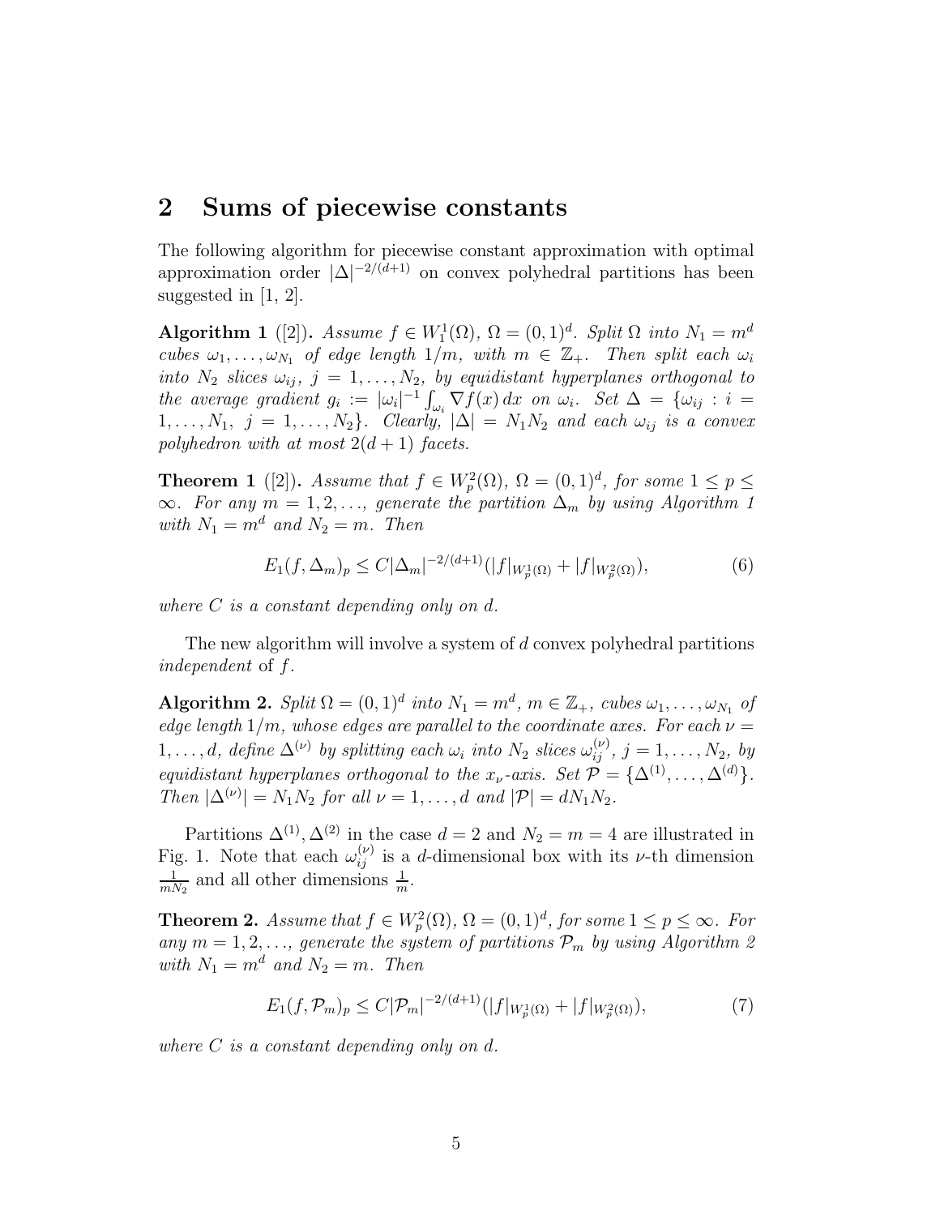## 2 Sums of piecewise constants

The following algorithm for piecewise constant approximation with optimal approximation order $|\Delta|^{-2/(d+1)}$ on convex polyhedral partitions has been suggested in [1, 2].

**Algorithm 1** ([2])**.** *Assume $f \in W_1^1(\Omega)$, $\Omega = (0,1)^d$. Split $\Omega$ into $N_1 = m^d$ cubes $\omega_1, \ldots, \omega_{N_1}$ of edge length $1/m$, with $m \in \mathbb{Z}_+$. Then split each $\omega_i$ into $N_2$ slices $\omega_{ij}$, $j = 1, \ldots, N_2$, by equidistant hyperplanes orthogonal to the average gradient $g_i := |\omega_i|^{-1} \int_{\omega_i} \nabla f(x)\, dx$ on $\omega_i$. Set $\Delta = \{\omega_{ij} : i = 1, \ldots, N_1,\ j = 1, \ldots, N_2\}$. Clearly, $|\Delta| = N_1 N_2$ and each $\omega_{ij}$ is a convex polyhedron with at most $2(d+1)$ facets.*

**Theorem 1** ([2])**.** *Assume that $f \in W_p^2(\Omega)$, $\Omega = (0,1)^d$, for some $1 \le p \le \infty$. For any $m = 1, 2, \ldots$, generate the partition $\Delta_m$ by using Algorithm 1 with $N_1 = m^d$ and $N_2 = m$. Then*

$$E_1(f, \Delta_m)_p \le C |\Delta_m|^{-2/(d+1)} (|f|_{W_p^1(\Omega)} + |f|_{W_p^2(\Omega)}), \tag{6}$$

*where $C$ is a constant depending only on $d$.*

The new algorithm will involve a system of $d$ convex polyhedral partitions *independent* of $f$.

**Algorithm 2.** *Split $\Omega = (0,1)^d$ into $N_1 = m^d$, $m \in \mathbb{Z}_+$, cubes $\omega_1, \ldots, \omega_{N_1}$ of edge length $1/m$, whose edges are parallel to the coordinate axes. For each $\nu = 1, \ldots, d$, define $\Delta^{(\nu)}$ by splitting each $\omega_i$ into $N_2$ slices $\omega_{ij}^{(\nu)}$, $j = 1, \ldots, N_2$, by equidistant hyperplanes orthogonal to the $x_\nu$-axis. Set $\mathcal{P} = \{\Delta^{(1)}, \ldots, \Delta^{(d)}\}$. Then $|\Delta^{(\nu)}| = N_1 N_2$ for all $\nu = 1, \ldots, d$ and $|\mathcal{P}| = d N_1 N_2$.*

Partitions $\Delta^{(1)}, \Delta^{(2)}$ in the case $d = 2$ and $N_2 = m = 4$ are illustrated in Fig. 1. Note that each $\omega_{ij}^{(\nu)}$ is a $d$-dimensional box with its $\nu$-th dimension $\frac{1}{mN_2}$ and all other dimensions $\frac{1}{m}$.

**Theorem 2.** *Assume that $f \in W_p^2(\Omega)$, $\Omega = (0,1)^d$, for some $1 \le p \le \infty$. For any $m = 1, 2, \ldots$, generate the system of partitions $\mathcal{P}_m$ by using Algorithm 2 with $N_1 = m^d$ and $N_2 = m$. Then*

$$E_1(f, \mathcal{P}_m)_p \le C |\mathcal{P}_m|^{-2/(d+1)} (|f|_{W_p^1(\Omega)} + |f|_{W_p^2(\Omega)}), \tag{7}$$

*where $C$ is a constant depending only on $d$.*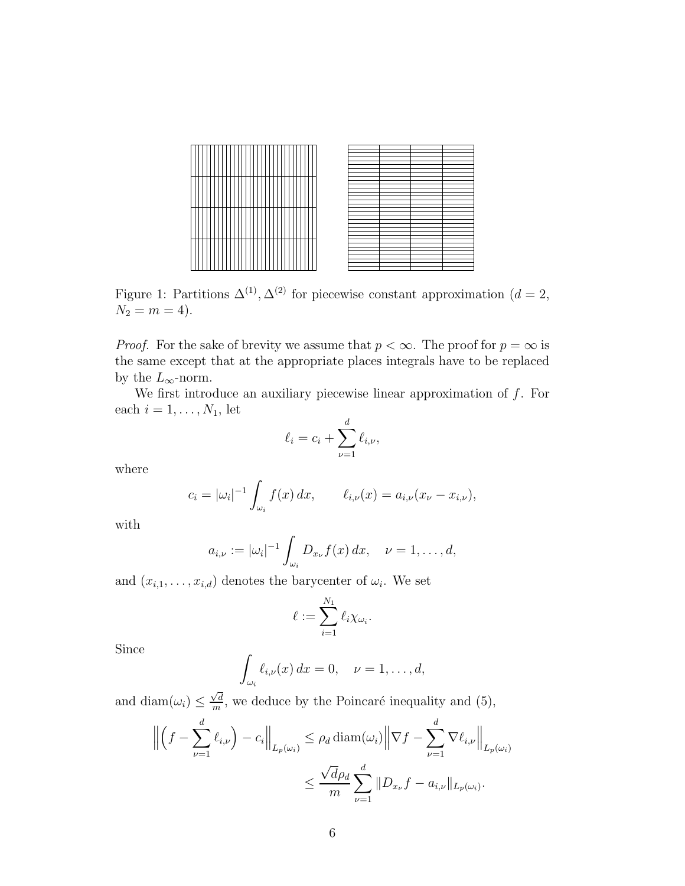Figure 1: Partitions $\Delta^{(1)}, \Delta^{(2)}$ for piecewise constant approximation ($d = 2$, $N_2 = m = 4$).

*Proof.* For the sake of brevity we assume that $p < \infty$. The proof for $p = \infty$ is the same except that at the appropriate places integrals have to be replaced by the $L_\infty$-norm.

We first introduce an auxiliary piecewise linear approximation of $f$. For each $i = 1, \ldots, N_1$, let

$$\ell_i = c_i + \sum_{\nu=1}^{d} \ell_{i,\nu},$$

where

$$c_i = |\omega_i|^{-1} \int_{\omega_i} f(x)\,dx, \qquad \ell_{i,\nu}(x) = a_{i,\nu}(x_\nu - x_{i,\nu}),$$

with

$$a_{i,\nu} := |\omega_i|^{-1} \int_{\omega_i} D_{x_\nu} f(x)\,dx, \quad \nu = 1, \ldots, d,$$

and $(x_{i,1}, \ldots, x_{i,d})$ denotes the barycenter of $\omega_i$. We set

$$\ell := \sum_{i=1}^{N_1} \ell_i \chi_{\omega_i}.$$

Since

$$\int_{\omega_i} \ell_{i,\nu}(x)\,dx = 0, \quad \nu = 1, \ldots, d,$$

and $\operatorname{diam}(\omega_i) \le \frac{\sqrt{d}}{m}$, we deduce by the Poincaré inequality and (5),

$$\begin{aligned}
\Big\| \Big( f - \sum_{\nu=1}^{d} \ell_{i,\nu} \Big) - c_i \Big\|_{L_p(\omega_i)} &\le \rho_d \operatorname{diam}(\omega_i) \Big\| \nabla f - \sum_{\nu=1}^{d} \nabla \ell_{i,\nu} \Big\|_{L_p(\omega_i)} \\
&\le \frac{\sqrt{d}\rho_d}{m} \sum_{\nu=1}^{d} \| D_{x_\nu} f - a_{i,\nu} \|_{L_p(\omega_i)}.
\end{aligned}$$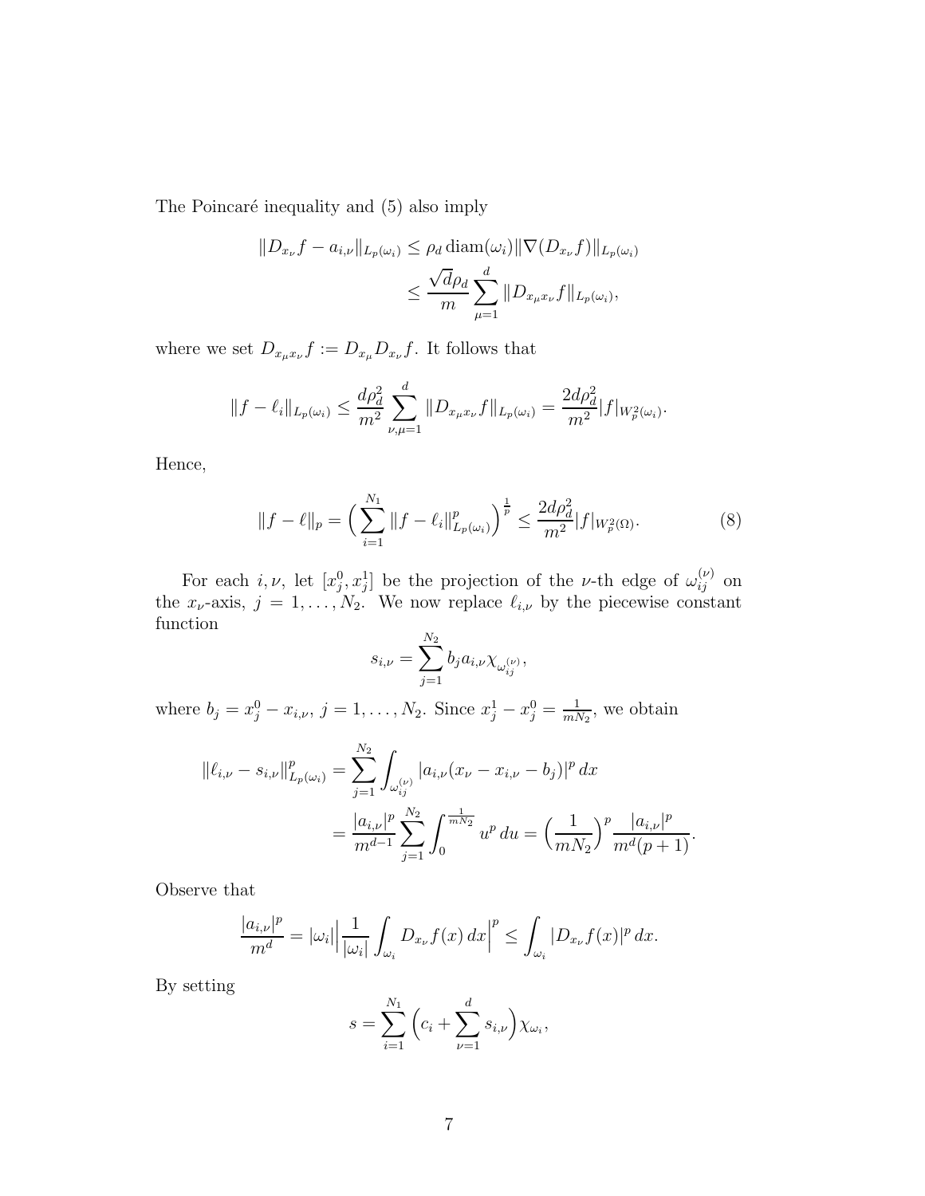The Poincaré inequality and (5) also imply

$$
\begin{aligned}
\|D_{x_\nu} f - a_{i,\nu}\|_{L_p(\omega_i)} &\le \rho_d \operatorname{diam}(\omega_i) \|\nabla (D_{x_\nu} f)\|_{L_p(\omega_i)} \\
&\le \frac{\sqrt{d}\rho_d}{m} \sum_{\mu=1}^{d} \|D_{x_\mu x_\nu} f\|_{L_p(\omega_i)},
\end{aligned}
$$

where we set $D_{x_\mu x_\nu} f := D_{x_\mu} D_{x_\nu} f$. It follows that

$$
\|f - \ell_i\|_{L_p(\omega_i)} \le \frac{d\rho_d^2}{m^2} \sum_{\nu,\mu=1}^{d} \|D_{x_\mu x_\nu} f\|_{L_p(\omega_i)} = \frac{2d\rho_d^2}{m^2} |f|_{W_p^2(\omega_i)}.
$$

Hence,

$$
\|f - \ell\|_p = \Big( \sum_{i=1}^{N_1} \|f - \ell_i\|_{L_p(\omega_i)}^p \Big)^{\frac{1}{p}} \le \frac{2d\rho_d^2}{m^2} |f|_{W_p^2(\Omega)}. \tag{8}
$$

For each $i, \nu$, let $[x_j^0, x_j^1]$ be the projection of the $\nu$-th edge of $\omega_{ij}^{(\nu)}$ on the $x_\nu$-axis, $j = 1, \ldots, N_2$. We now replace $\ell_{i,\nu}$ by the piecewise constant function

$$
s_{i,\nu} = \sum_{j=1}^{N_2} b_j a_{i,\nu} \chi_{\omega_{ij}^{(\nu)}},
$$

where $b_j = x_j^0 - x_{i,\nu}$, $j = 1, \ldots, N_2$. Since $x_j^1 - x_j^0 = \frac{1}{mN_2}$, we obtain

$$
\begin{aligned}
\|\ell_{i,\nu} - s_{i,\nu}\|_{L_p(\omega_i)}^p &= \sum_{j=1}^{N_2} \int_{\omega_{ij}^{(\nu)}} |a_{i,\nu}(x_\nu - x_{i,\nu} - b_j)|^p \, dx \\
&= \frac{|a_{i,\nu}|^p}{m^{d-1}} \sum_{j=1}^{N_2} \int_0^{\frac{1}{mN_2}} u^p \, du = \Big( \frac{1}{mN_2} \Big)^p \frac{|a_{i,\nu}|^p}{m^d (p+1)}.
\end{aligned}
$$

Observe that

$$
\frac{|a_{i,\nu}|^p}{m^d} = |\omega_i| \Big| \frac{1}{|\omega_i|} \int_{\omega_i} D_{x_\nu} f(x) \, dx \Big|^p \le \int_{\omega_i} |D_{x_\nu} f(x)|^p \, dx.
$$

By setting

$$
s = \sum_{i=1}^{N_1} \Big( c_i + \sum_{\nu=1}^{d} s_{i,\nu} \Big) \chi_{\omega_i},
$$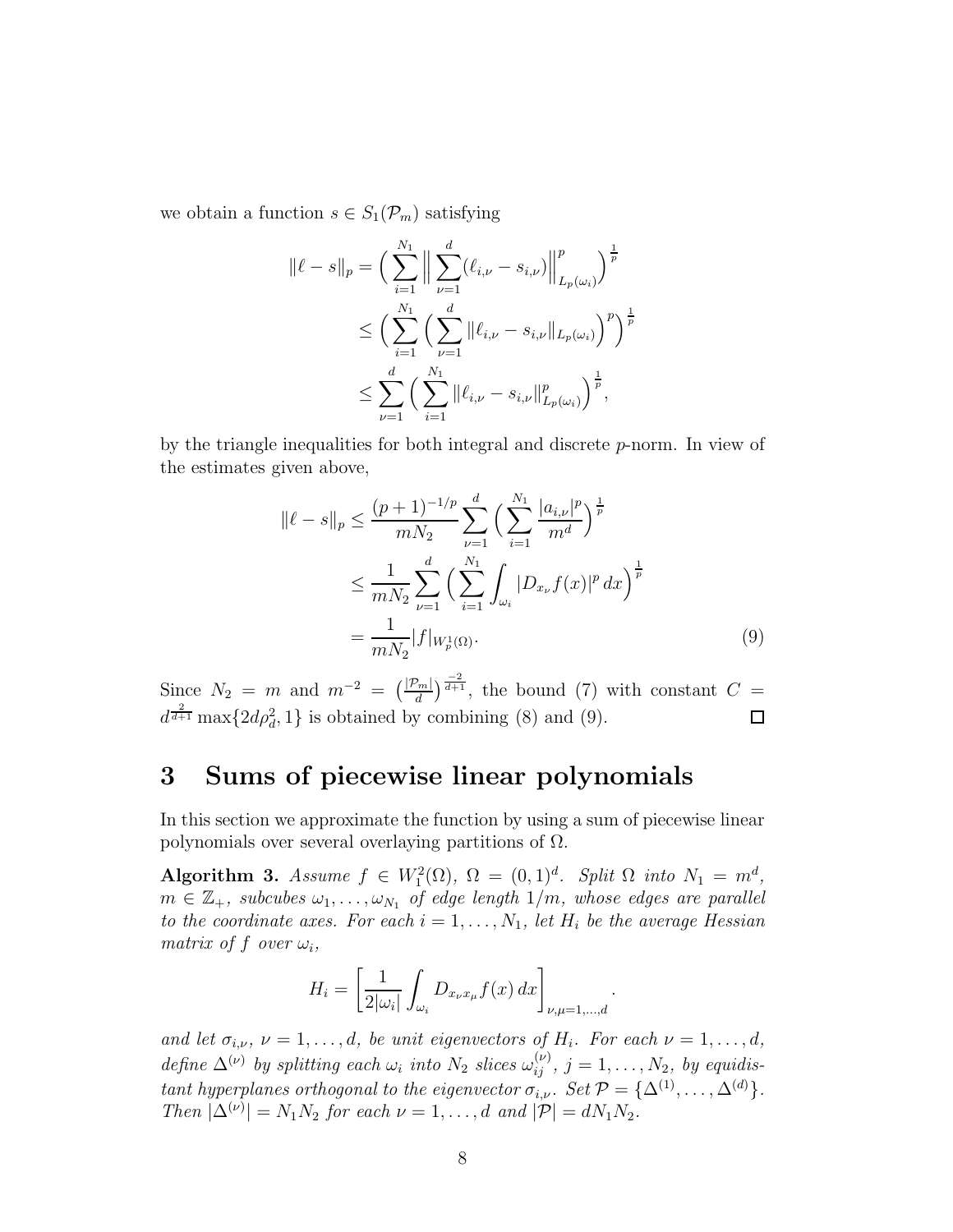we obtain a function $s \in S_1(\mathcal{P}_m)$ satisfying

$$
\begin{aligned}
\|\ell - s\|_p &= \Big( \sum_{i=1}^{N_1} \Big\| \sum_{\nu=1}^{d} (\ell_{i,\nu} - s_{i,\nu}) \Big\|_{L_p(\omega_i)}^p \Big)^{\frac{1}{p}} \\
&\le \Big( \sum_{i=1}^{N_1} \Big( \sum_{\nu=1}^{d} \|\ell_{i,\nu} - s_{i,\nu}\|_{L_p(\omega_i)} \Big)^p \Big)^{\frac{1}{p}} \\
&\le \sum_{\nu=1}^{d} \Big( \sum_{i=1}^{N_1} \|\ell_{i,\nu} - s_{i,\nu}\|_{L_p(\omega_i)}^p \Big)^{\frac{1}{p}},
\end{aligned}
$$

by the triangle inequalities for both integral and discrete $p$-norm. In view of the estimates given above,

$$
\begin{aligned}
\|\ell - s\|_p &\le \frac{(p+1)^{-1/p}}{mN_2} \sum_{\nu=1}^{d} \Big( \sum_{i=1}^{N_1} \frac{|a_{i,\nu}|^p}{m^d} \Big)^{\frac{1}{p}} \\
&\le \frac{1}{mN_2} \sum_{\nu=1}^{d} \Big( \sum_{i=1}^{N_1} \int_{\omega_i} |D_{x_\nu} f(x)|^p \, dx \Big)^{\frac{1}{p}} \\
&= \frac{1}{mN_2} |f|_{W_p^1(\Omega)}. \qquad (9)
\end{aligned}
$$

Since $N_2 = m$ and $m^{-2} = \big(\frac{|\mathcal{P}_m|}{d}\big)^{\frac{-2}{d+1}}$, the bound (7) with constant $C = d^{\frac{2}{d+1}} \max\{2d\rho_d^2, 1\}$ is obtained by combining (8) and (9). $\square$

## 3 Sums of piecewise linear polynomials

In this section we approximate the function by using a sum of piecewise linear polynomials over several overlaying partitions of $\Omega$.

**Algorithm 3.** *Assume $f \in W_1^2(\Omega)$, $\Omega = (0,1)^d$. Split $\Omega$ into $N_1 = m^d$, $m \in \mathbb{Z}_+$, subcubes $\omega_1, \ldots, \omega_{N_1}$ of edge length $1/m$, whose edges are parallel to the coordinate axes. For each $i = 1, \ldots, N_1$, let $H_i$ be the average Hessian matrix of $f$ over $\omega_i$,*

$$
H_i = \left[ \frac{1}{2|\omega_i|} \int_{\omega_i} D_{x_\nu x_\mu} f(x) \, dx \right]_{\nu,\mu=1,\ldots,d}.
$$

*and let $\sigma_{i,\nu}$, $\nu = 1, \ldots, d$, be unit eigenvectors of $H_i$. For each $\nu = 1, \ldots, d$, define $\Delta^{(\nu)}$ by splitting each $\omega_i$ into $N_2$ slices $\omega_{ij}^{(\nu)}$, $j = 1, \ldots, N_2$, by equidistant hyperplanes orthogonal to the eigenvector $\sigma_{i,\nu}$. Set $\mathcal{P} = \{\Delta^{(1)}, \ldots, \Delta^{(d)}\}$. Then $|\Delta^{(\nu)}| = N_1 N_2$ for each $\nu = 1, \ldots, d$ and $|\mathcal{P}| = dN_1N_2$.*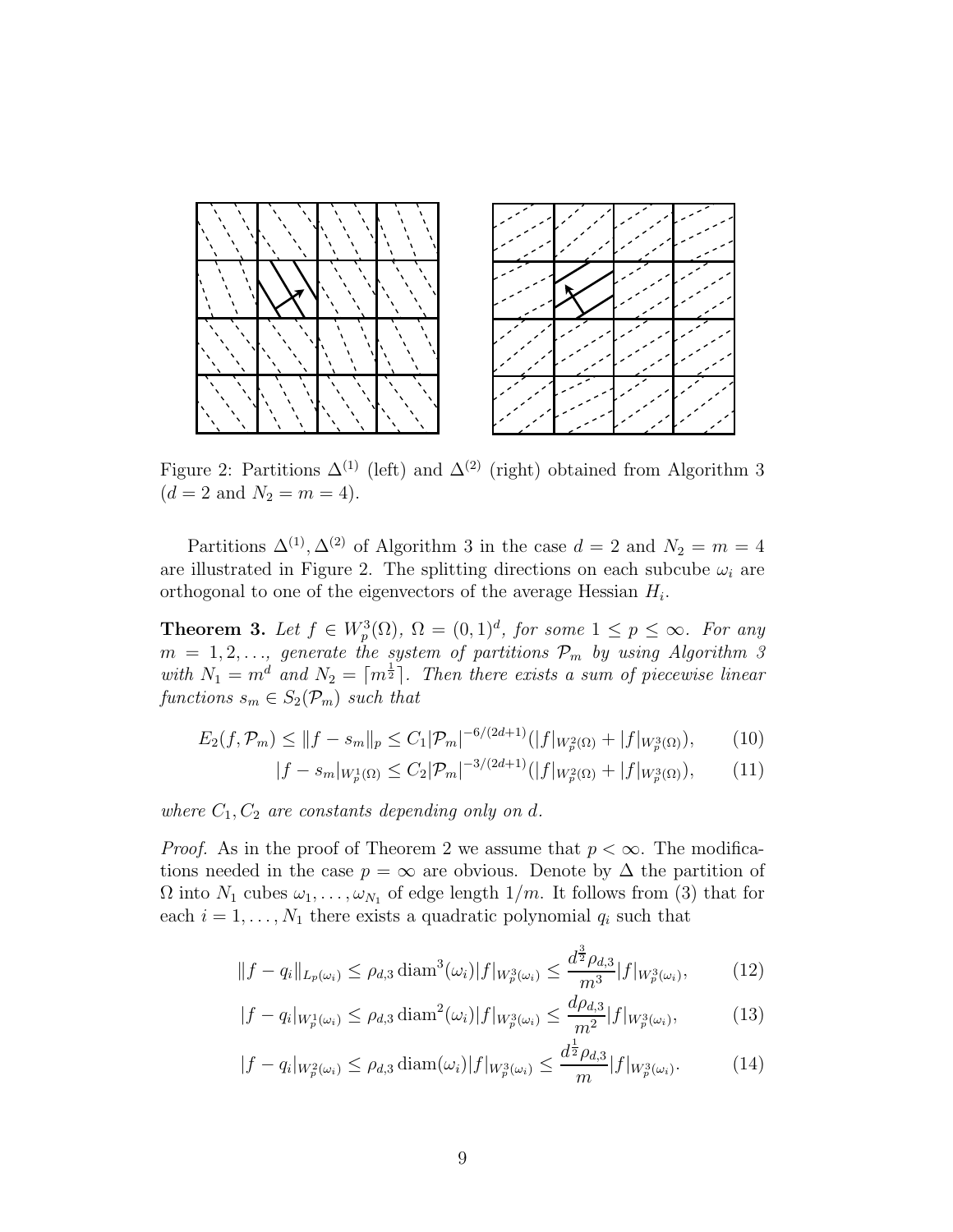Figure 2: Partitions $\Delta^{(1)}$ (left) and $\Delta^{(2)}$ (right) obtained from Algorithm 3 ($d = 2$ and $N_2 = m = 4$).

Partitions $\Delta^{(1)}, \Delta^{(2)}$ of Algorithm 3 in the case $d = 2$ and $N_2 = m = 4$ are illustrated in Figure 2. The splitting directions on each subcube $\omega_i$ are orthogonal to one of the eigenvectors of the average Hessian $H_i$.

**Theorem 3.** *Let $f \in W_p^3(\Omega)$, $\Omega = (0,1)^d$, for some $1 \leq p \leq \infty$. For any $m = 1, 2, \ldots$, generate the system of partitions $\mathcal{P}_m$ by using Algorithm 3 with $N_1 = m^d$ and $N_2 = \lceil m^{\frac{1}{2}} \rceil$. Then there exists a sum of piecewise linear functions $s_m \in S_2(\mathcal{P}_m)$ such that*

$$E_2(f, \mathcal{P}_m) \leq \|f - s_m\|_p \leq C_1 |\mathcal{P}_m|^{-6/(2d+1)} (|f|_{W_p^2(\Omega)} + |f|_{W_p^3(\Omega)}), \tag{10}$$

$$|f - s_m|_{W_p^1(\Omega)} \leq C_2 |\mathcal{P}_m|^{-3/(2d+1)} (|f|_{W_p^2(\Omega)} + |f|_{W_p^3(\Omega)}), \tag{11}$$

*where $C_1, C_2$ are constants depending only on $d$.*

*Proof.* As in the proof of Theorem 2 we assume that $p < \infty$. The modifications needed in the case $p = \infty$ are obvious. Denote by $\Delta$ the partition of $\Omega$ into $N_1$ cubes $\omega_1, \ldots, \omega_{N_1}$ of edge length $1/m$. It follows from (3) that for each $i = 1, \ldots, N_1$ there exists a quadratic polynomial $q_i$ such that

$$\|f - q_i\|_{L_p(\omega_i)} \leq \rho_{d,3} \operatorname{diam}^3(\omega_i) |f|_{W_p^3(\omega_i)} \leq \frac{d^{\frac{3}{2}} \rho_{d,3}}{m^3} |f|_{W_p^3(\omega_i)}, \tag{12}$$

$$|f - q_i|_{W_p^1(\omega_i)} \leq \rho_{d,3} \operatorname{diam}^2(\omega_i) |f|_{W_p^3(\omega_i)} \leq \frac{d \rho_{d,3}}{m^2} |f|_{W_p^3(\omega_i)}, \tag{13}$$

$$|f - q_i|_{W_p^2(\omega_i)} \leq \rho_{d,3} \operatorname{diam}(\omega_i) |f|_{W_p^3(\omega_i)} \leq \frac{d^{\frac{1}{2}} \rho_{d,3}}{m} |f|_{W_p^3(\omega_i)}. \tag{14}$$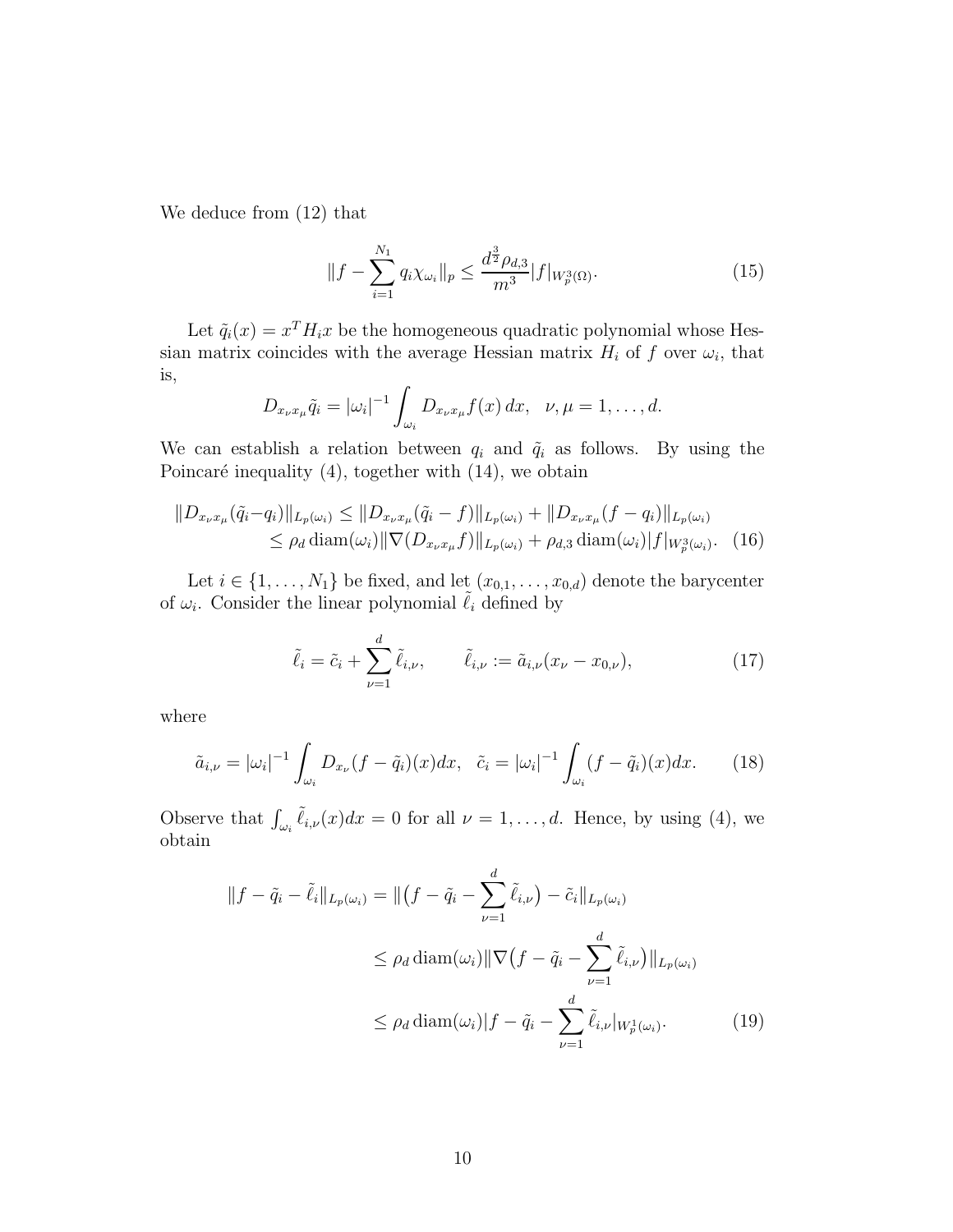We deduce from (12) that

$$\|f - \sum_{i=1}^{N_1} q_i \chi_{\omega_i}\|_p \leq \frac{d^{\frac{3}{2}} \rho_{d,3}}{m^3} |f|_{W_p^3(\Omega)}. \tag{15}$$

Let $\tilde{q}_i(x) = x^T H_i x$ be the homogeneous quadratic polynomial whose Hessian matrix coincides with the average Hessian matrix $H_i$ of $f$ over $\omega_i$, that is,

$$D_{x_\nu x_\mu} \tilde{q}_i = |\omega_i|^{-1} \int_{\omega_i} D_{x_\nu x_\mu} f(x)\, dx, \quad \nu, \mu = 1, \ldots, d.$$

We can establish a relation between $q_i$ and $\tilde{q}_i$ as follows. By using the Poincaré inequality (4), together with (14), we obtain

$$\begin{aligned} \|D_{x_\nu x_\mu}(\tilde{q}_i - q_i)\|_{L_p(\omega_i)} &\leq \|D_{x_\nu x_\mu}(\tilde{q}_i - f)\|_{L_p(\omega_i)} + \|D_{x_\nu x_\mu}(f - q_i)\|_{L_p(\omega_i)} \\ &\leq \rho_d \operatorname{diam}(\omega_i) \|\nabla (D_{x_\nu x_\mu} f)\|_{L_p(\omega_i)} + \rho_{d,3} \operatorname{diam}(\omega_i) |f|_{W_p^3(\omega_i)}. \end{aligned} \tag{16}$$

Let $i \in \{1, \ldots, N_1\}$ be fixed, and let $(x_{0,1}, \ldots, x_{0,d})$ denote the barycenter of $\omega_i$. Consider the linear polynomial $\tilde{\ell}_i$ defined by

$$\tilde{\ell}_i = \tilde{c}_i + \sum_{\nu=1}^{d} \tilde{\ell}_{i,\nu}, \qquad \tilde{\ell}_{i,\nu} := \tilde{a}_{i,\nu}(x_\nu - x_{0,\nu}), \tag{17}$$

where

$$\tilde{a}_{i,\nu} = |\omega_i|^{-1} \int_{\omega_i} D_{x_\nu}(f - \tilde{q}_i)(x) dx, \quad \tilde{c}_i = |\omega_i|^{-1} \int_{\omega_i} (f - \tilde{q}_i)(x) dx. \tag{18}$$

Observe that $\int_{\omega_i} \tilde{\ell}_{i,\nu}(x) dx = 0$ for all $\nu = 1, \ldots, d$. Hence, by using (4), we obtain

$$\begin{aligned} \|f - \tilde{q}_i - \tilde{\ell}_i\|_{L_p(\omega_i)} &= \|\big(f - \tilde{q}_i - \sum_{\nu=1}^{d} \tilde{\ell}_{i,\nu}\big) - \tilde{c}_i\|_{L_p(\omega_i)} \\ &\leq \rho_d \operatorname{diam}(\omega_i) \|\nabla \big(f - \tilde{q}_i - \sum_{\nu=1}^{d} \tilde{\ell}_{i,\nu}\big)\|_{L_p(\omega_i)} \\ &\leq \rho_d \operatorname{diam}(\omega_i) |f - \tilde{q}_i - \sum_{\nu=1}^{d} \tilde{\ell}_{i,\nu}|_{W_p^1(\omega_i)}. \end{aligned} \tag{19}$$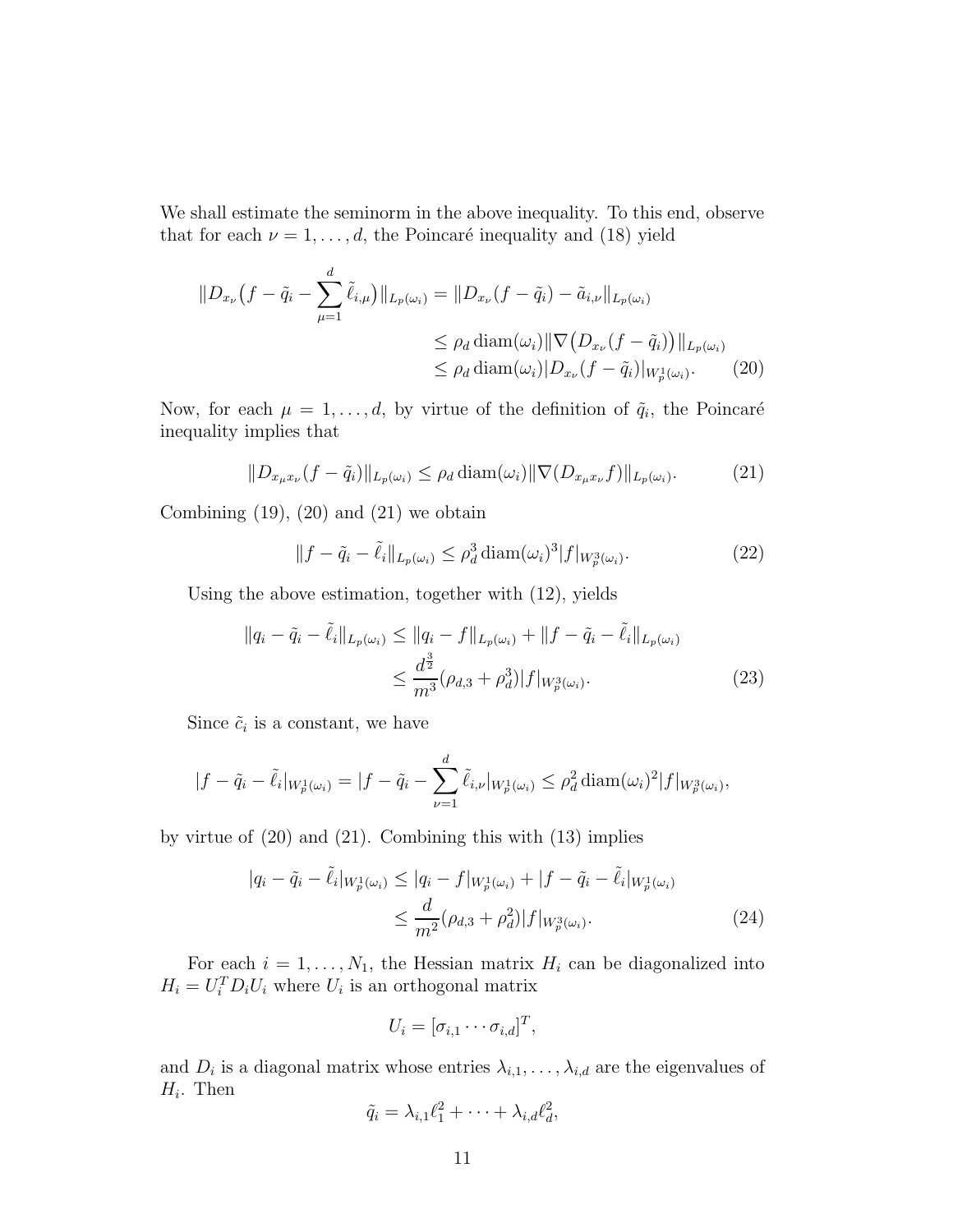We shall estimate the seminorm in the above inequality. To this end, observe that for each $\nu = 1, \ldots, d$, the Poincaré inequality and (18) yield

$$
\begin{aligned}
\|D_{x_\nu}\big(f - \tilde{q}_i - \sum_{\mu=1}^{d} \tilde{\ell}_{i,\mu}\big)\|_{L_p(\omega_i)} &= \|D_{x_\nu}(f - \tilde{q}_i) - \tilde{a}_{i,\nu}\|_{L_p(\omega_i)} \\
&\leq \rho_d \operatorname{diam}(\omega_i) \|\nabla\big(D_{x_\nu}(f - \tilde{q}_i)\big)\|_{L_p(\omega_i)} \\
&\leq \rho_d \operatorname{diam}(\omega_i) |D_{x_\nu}(f - \tilde{q}_i)|_{W_p^1(\omega_i)}. \qquad (20)
\end{aligned}
$$

Now, for each $\mu = 1, \ldots, d$, by virtue of the definition of $\tilde{q}_i$, the Poincaré inequality implies that

$$
\|D_{x_\mu x_\nu}(f - \tilde{q}_i)\|_{L_p(\omega_i)} \leq \rho_d \operatorname{diam}(\omega_i) \|\nabla(D_{x_\mu x_\nu} f)\|_{L_p(\omega_i)}. \qquad (21)
$$

Combining (19), (20) and (21) we obtain

$$
\|f - \tilde{q}_i - \tilde{\ell}_i\|_{L_p(\omega_i)} \leq \rho_d^3 \operatorname{diam}(\omega_i)^3 |f|_{W_p^3(\omega_i)}. \qquad (22)
$$

Using the above estimation, together with (12), yields

$$
\begin{aligned}
\|q_i - \tilde{q}_i - \tilde{\ell}_i\|_{L_p(\omega_i)} &\leq \|q_i - f\|_{L_p(\omega_i)} + \|f - \tilde{q}_i - \tilde{\ell}_i\|_{L_p(\omega_i)} \\
&\leq \frac{d^{\frac{3}{2}}}{m^3}(\rho_{d,3} + \rho_d^3) |f|_{W_p^3(\omega_i)}. \qquad (23)
\end{aligned}
$$

Since $\tilde{c}_i$ is a constant, we have

$$
|f - \tilde{q}_i - \tilde{\ell}_i|_{W_p^1(\omega_i)} = |f - \tilde{q}_i - \sum_{\nu=1}^{d} \tilde{\ell}_{i,\nu}|_{W_p^1(\omega_i)} \leq \rho_d^2 \operatorname{diam}(\omega_i)^2 |f|_{W_p^3(\omega_i)},
$$

by virtue of (20) and (21). Combining this with (13) implies

$$
\begin{aligned}
|q_i - \tilde{q}_i - \tilde{\ell}_i|_{W_p^1(\omega_i)} &\leq |q_i - f|_{W_p^1(\omega_i)} + |f - \tilde{q}_i - \tilde{\ell}_i|_{W_p^1(\omega_i)} \\
&\leq \frac{d}{m^2}(\rho_{d,3} + \rho_d^2) |f|_{W_p^3(\omega_i)}. \qquad (24)
\end{aligned}
$$

For each $i = 1, \ldots, N_1$, the Hessian matrix $H_i$ can be diagonalized into $H_i = U_i^T D_i U_i$ where $U_i$ is an orthogonal matrix

$$
U_i = [\sigma_{i,1} \cdots \sigma_{i,d}]^T,
$$

and $D_i$ is a diagonal matrix whose entries $\lambda_{i,1}, \ldots, \lambda_{i,d}$ are the eigenvalues of $H_i$. Then

$$
\tilde{q}_i = \lambda_{i,1}\ell_1^2 + \cdots + \lambda_{i,d}\ell_d^2,
$$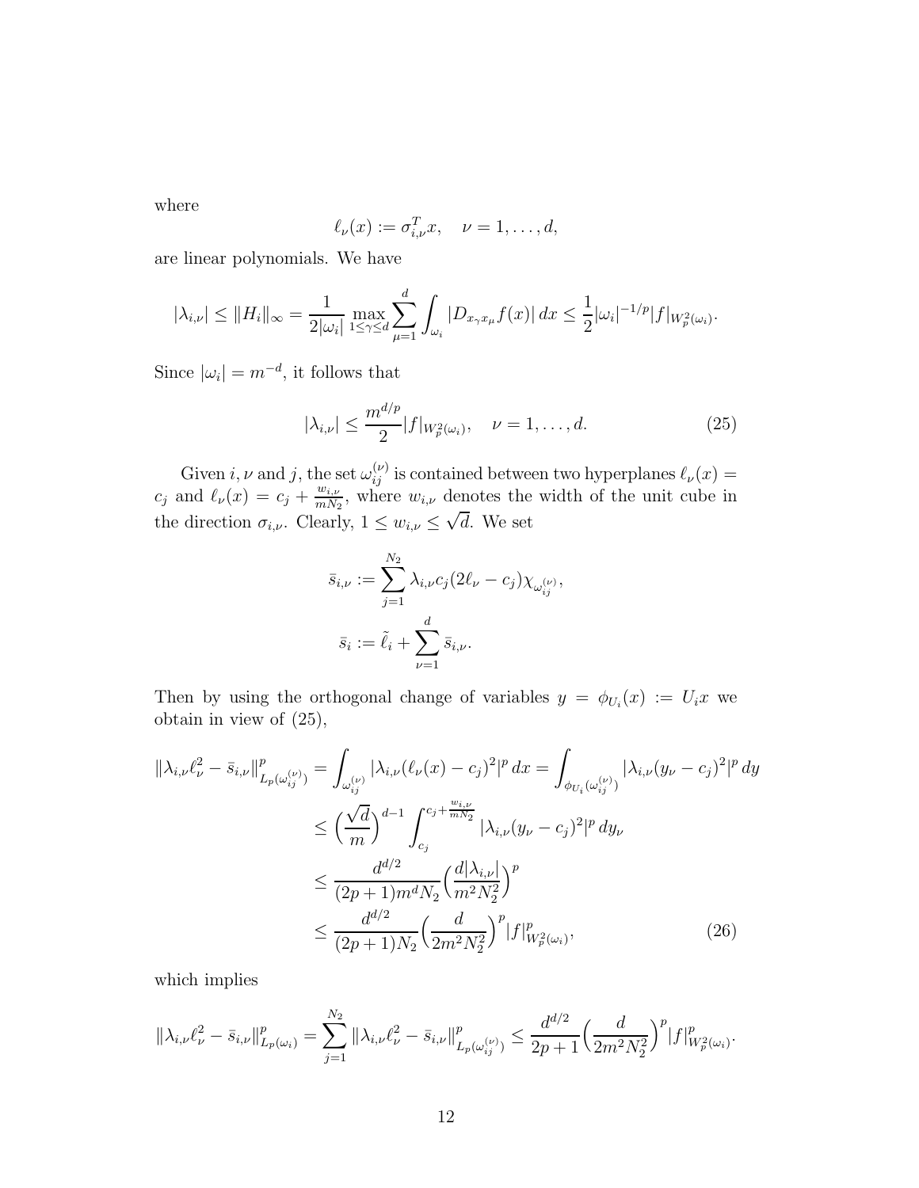where

$$\ell_\nu(x) := \sigma_{i,\nu}^T x, \quad \nu = 1, \dots, d,$$

are linear polynomials. We have

$$|\lambda_{i,\nu}| \le \|H_i\|_\infty = \frac{1}{2|\omega_i|} \max_{1\le\gamma\le d} \sum_{\mu=1}^{d} \int_{\omega_i} |D_{x_\gamma x_\mu} f(x)|\, dx \le \frac{1}{2} |\omega_i|^{-1/p} |f|_{W_p^2(\omega_i)}.$$

Since $|\omega_i| = m^{-d}$, it follows that

$$|\lambda_{i,\nu}| \le \frac{m^{d/p}}{2} |f|_{W_p^2(\omega_i)}, \quad \nu = 1, \dots, d. \tag{25}$$

Given $i, \nu$ and $j$, the set $\omega_{ij}^{(\nu)}$ is contained between two hyperplanes $\ell_\nu(x) = c_j$ and $\ell_\nu(x) = c_j + \frac{w_{i,\nu}}{mN_2}$, where $w_{i,\nu}$ denotes the width of the unit cube in the direction $\sigma_{i,\nu}$. Clearly, $1 \le w_{i,\nu} \le \sqrt{d}$. We set

$$\bar{s}_{i,\nu} := \sum_{j=1}^{N_2} \lambda_{i,\nu} c_j (2\ell_\nu - c_j) \chi_{\omega_{ij}^{(\nu)}},$$

$$\bar{s}_i := \tilde{\ell}_i + \sum_{\nu=1}^{d} \bar{s}_{i,\nu}.$$

Then by using the orthogonal change of variables $y = \phi_{U_i}(x) := U_i x$ we obtain in view of (25),

$$\begin{aligned}
\|\lambda_{i,\nu}\ell_\nu^2 - \bar{s}_{i,\nu}\|_{L_p(\omega_{ij}^{(\nu)})}^p &= \int_{\omega_{ij}^{(\nu)}} |\lambda_{i,\nu}(\ell_\nu(x) - c_j)^2|^p\, dx = \int_{\phi_{U_i}(\omega_{ij}^{(\nu)})} |\lambda_{i,\nu}(y_\nu - c_j)^2|^p\, dy \\
&\le \Big(\frac{\sqrt{d}}{m}\Big)^{d-1} \int_{c_j}^{c_j + \frac{w_{i,\nu}}{mN_2}} |\lambda_{i,\nu}(y_\nu - c_j)^2|^p\, dy_\nu \\
&\le \frac{d^{d/2}}{(2p+1) m^d N_2} \Big(\frac{d|\lambda_{i,\nu}|}{m^2 N_2^2}\Big)^p \\
&\le \frac{d^{d/2}}{(2p+1) N_2} \Big(\frac{d}{2m^2 N_2^2}\Big)^p |f|_{W_p^2(\omega_i)}^p,
\end{aligned} \tag{26}$$

which implies

$$\|\lambda_{i,\nu}\ell_\nu^2 - \bar{s}_{i,\nu}\|_{L_p(\omega_i)}^p = \sum_{j=1}^{N_2} \|\lambda_{i,\nu}\ell_\nu^2 - \bar{s}_{i,\nu}\|_{L_p(\omega_{ij}^{(\nu)})}^p \le \frac{d^{d/2}}{2p+1} \Big(\frac{d}{2m^2 N_2^2}\Big)^p |f|_{W_p^2(\omega_i)}^p.$$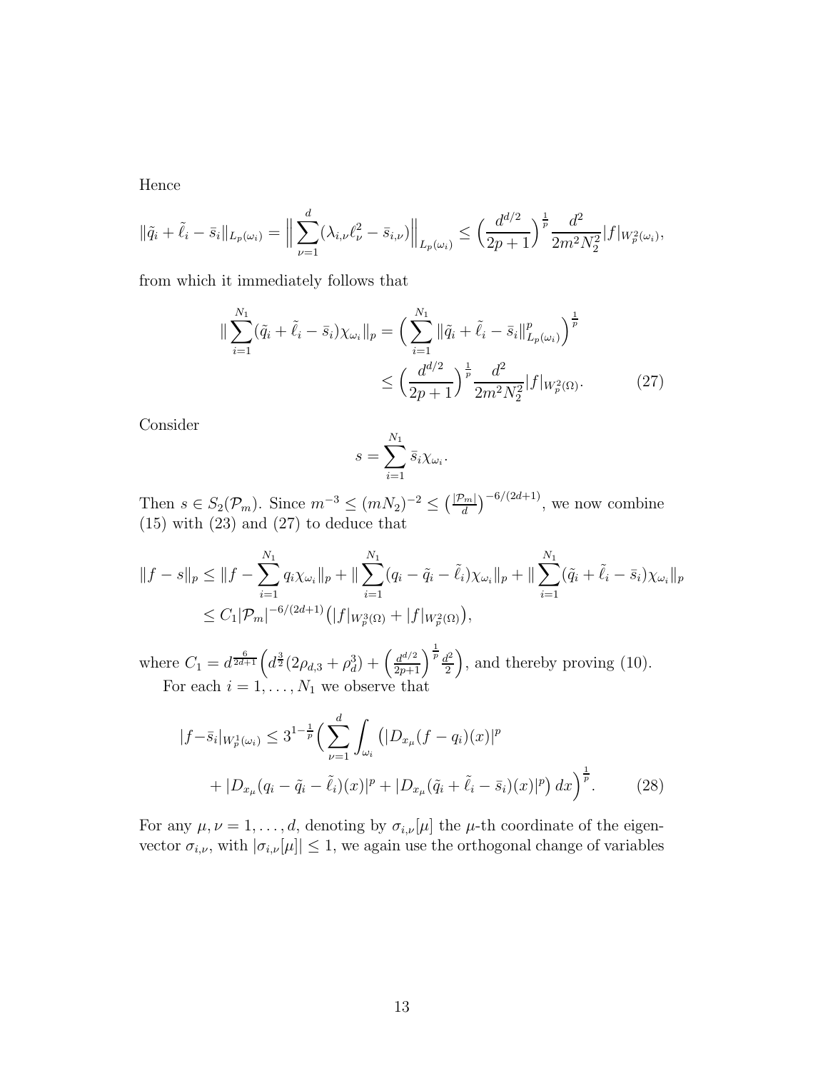Hence

$$\|\tilde{q}_i + \tilde{\ell}_i - \bar{s}_i\|_{L_p(\omega_i)} = \Big\| \sum_{\nu=1}^{d} (\lambda_{i,\nu} \ell_\nu^2 - \bar{s}_{i,\nu}) \Big\|_{L_p(\omega_i)} \leq \Big( \frac{d^{d/2}}{2p+1} \Big)^{\frac{1}{p}} \frac{d^2}{2m^2 N_2^2} |f|_{W_p^2(\omega_i)},$$

from which it immediately follows that

$$\begin{aligned} \| \sum_{i=1}^{N_1} (\tilde{q}_i + \tilde{\ell}_i - \bar{s}_i) \chi_{\omega_i} \|_p &= \Big( \sum_{i=1}^{N_1} \|\tilde{q}_i + \tilde{\ell}_i - \bar{s}_i\|_{L_p(\omega_i)}^p \Big)^{\frac{1}{p}} \\ &\leq \Big( \frac{d^{d/2}}{2p+1} \Big)^{\frac{1}{p}} \frac{d^2}{2m^2 N_2^2} |f|_{W_p^2(\Omega)}. \end{aligned} \tag{27}$$

Consider

$$s = \sum_{i=1}^{N_1} \bar{s}_i \chi_{\omega_i}.$$

Then $s \in S_2(\mathcal{P}_m)$. Since $m^{-3} \leq (mN_2)^{-2} \leq \big(\frac{|\mathcal{P}_m|}{d}\big)^{-6/(2d+1)}$, we now combine (15) with (23) and (27) to deduce that

$$\begin{aligned} \|f - s\|_p &\leq \|f - \sum_{i=1}^{N_1} q_i \chi_{\omega_i}\|_p + \| \sum_{i=1}^{N_1} (q_i - \tilde{q}_i - \tilde{\ell}_i) \chi_{\omega_i} \|_p + \| \sum_{i=1}^{N_1} (\tilde{q}_i + \tilde{\ell}_i - \bar{s}_i) \chi_{\omega_i} \|_p \\ &\leq C_1 |\mathcal{P}_m|^{-6/(2d+1)} \big( |f|_{W_p^3(\Omega)} + |f|_{W_p^2(\Omega)} \big), \end{aligned}$$

where $C_1 = d^{\frac{6}{2d+1}} \Big( d^{\frac{3}{2}} (2\rho_{d,3} + \rho_d^3) + \Big( \frac{d^{d/2}}{2p+1} \Big)^{\frac{1}{p}} \frac{d^2}{2} \Big)$, and thereby proving (10).

For each $i = 1, \dots, N_1$ we observe that

$$\begin{aligned} |f - \bar{s}_i|_{W_p^1(\omega_i)} \leq 3^{1-\frac{1}{p}} \Big( \sum_{\nu=1}^{d} \int_{\omega_i} \big( &|D_{x_\mu}(f - q_i)(x)|^p \\ &+ |D_{x_\mu}(q_i - \tilde{q}_i - \tilde{\ell}_i)(x)|^p + |D_{x_\mu}(\tilde{q}_i + \tilde{\ell}_i - \bar{s}_i)(x)|^p \big) \, dx \Big)^{\frac{1}{p}}. \end{aligned} \tag{28}$$

For any $\mu, \nu = 1, \dots, d$, denoting by $\sigma_{i,\nu}[\mu]$ the $\mu$-th coordinate of the eigenvector $\sigma_{i,\nu}$, with $|\sigma_{i,\nu}[\mu]| \leq 1$, we again use the orthogonal change of variables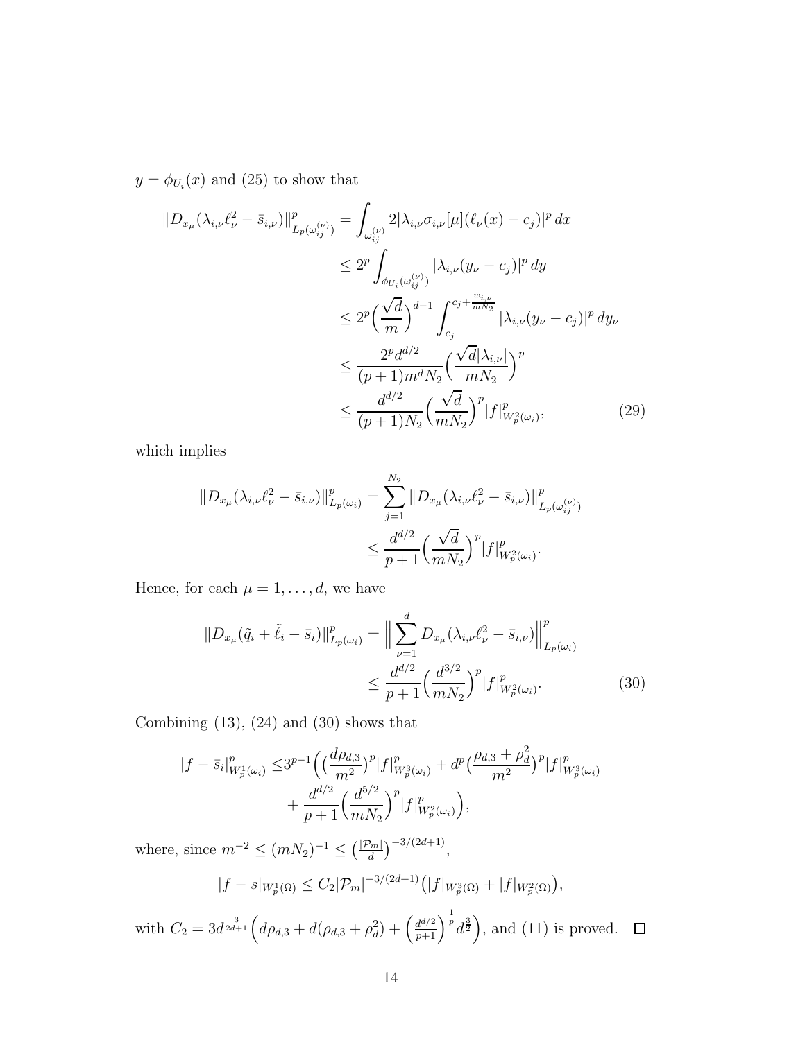$y = \phi_{U_i}(x)$ and (25) to show that

$$
\begin{aligned}
\|D_{x_\mu}(\lambda_{i,\nu}\ell_\nu^2 - \bar{s}_{i,\nu})\|_{L_p(\omega_{ij}^{(\nu)})}^p &= \int_{\omega_{ij}^{(\nu)}} 2|\lambda_{i,\nu}\sigma_{i,\nu}[\mu](\ell_\nu(x) - c_j)|^p \, dx \\
&\leq 2^p \int_{\phi_{U_i}(\omega_{ij}^{(\nu)})} |\lambda_{i,\nu}(y_\nu - c_j)|^p \, dy \\
&\leq 2^p \Big(\frac{\sqrt{d}}{m}\Big)^{d-1} \int_{c_j}^{c_j + \frac{w_{i,\nu}}{mN_2}} |\lambda_{i,\nu}(y_\nu - c_j)|^p \, dy_\nu \\
&\leq \frac{2^p d^{d/2}}{(p+1)m^d N_2} \Big(\frac{\sqrt{d}|\lambda_{i,\nu}|}{mN_2}\Big)^p \\
&\leq \frac{d^{d/2}}{(p+1)N_2} \Big(\frac{\sqrt{d}}{mN_2}\Big)^p |f|_{W_p^2(\omega_i)}^p, \qquad (29)
\end{aligned}
$$

which implies

$$
\begin{aligned}
\|D_{x_\mu}(\lambda_{i,\nu}\ell_\nu^2 - \bar{s}_{i,\nu})\|_{L_p(\omega_i)}^p &= \sum_{j=1}^{N_2} \|D_{x_\mu}(\lambda_{i,\nu}\ell_\nu^2 - \bar{s}_{i,\nu})\|_{L_p(\omega_{ij}^{(\nu)})}^p \\
&\leq \frac{d^{d/2}}{p+1} \Big(\frac{\sqrt{d}}{mN_2}\Big)^p |f|_{W_p^2(\omega_i)}^p.
\end{aligned}
$$

Hence, for each $\mu = 1, \ldots, d$, we have

$$
\begin{aligned}
\|D_{x_\mu}(\tilde{q}_i + \tilde{\ell}_i - \bar{s}_i)\|_{L_p(\omega_i)}^p &= \Big\| \sum_{\nu=1}^{d} D_{x_\mu}(\lambda_{i,\nu}\ell_\nu^2 - \bar{s}_{i,\nu}) \Big\|_{L_p(\omega_i)}^p \\
&\leq \frac{d^{d/2}}{p+1} \Big(\frac{d^{3/2}}{mN_2}\Big)^p |f|_{W_p^2(\omega_i)}^p. \qquad (30)
\end{aligned}
$$

Combining (13), (24) and (30) shows that

$$
\begin{aligned}
|f - \bar{s}_i|_{W_p^1(\omega_i)}^p \leq & 3^{p-1} \Big( \big(\frac{d\rho_{d,3}}{m^2}\big)^p |f|_{W_p^3(\omega_i)}^p + d^p \big(\frac{\rho_{d,3} + \rho_d^2}{m^2}\big)^p |f|_{W_p^3(\omega_i)}^p \\
& + \frac{d^{d/2}}{p+1} \Big(\frac{d^{5/2}}{mN_2}\Big)^p |f|_{W_p^2(\omega_i)}^p \Big),
\end{aligned}
$$

where, since $m^{-2} \leq (mN_2)^{-1} \leq \big(\frac{|\mathcal{P}_m|}{d}\big)^{-3/(2d+1)}$,

$$
|f - s|_{W_p^1(\Omega)} \leq C_2 |\mathcal{P}_m|^{-3/(2d+1)} \big(|f|_{W_p^3(\Omega)} + |f|_{W_p^2(\Omega)}\big),
$$

with $C_2 = 3d^{\frac{3}{2d+1}} \Big( d\rho_{d,3} + d(\rho_{d,3} + \rho_d^2) + \Big(\frac{d^{d/2}}{p+1}\Big)^{\frac{1}{p}} d^{\frac{3}{2}} \Big)$, and (11) is proved. $\square$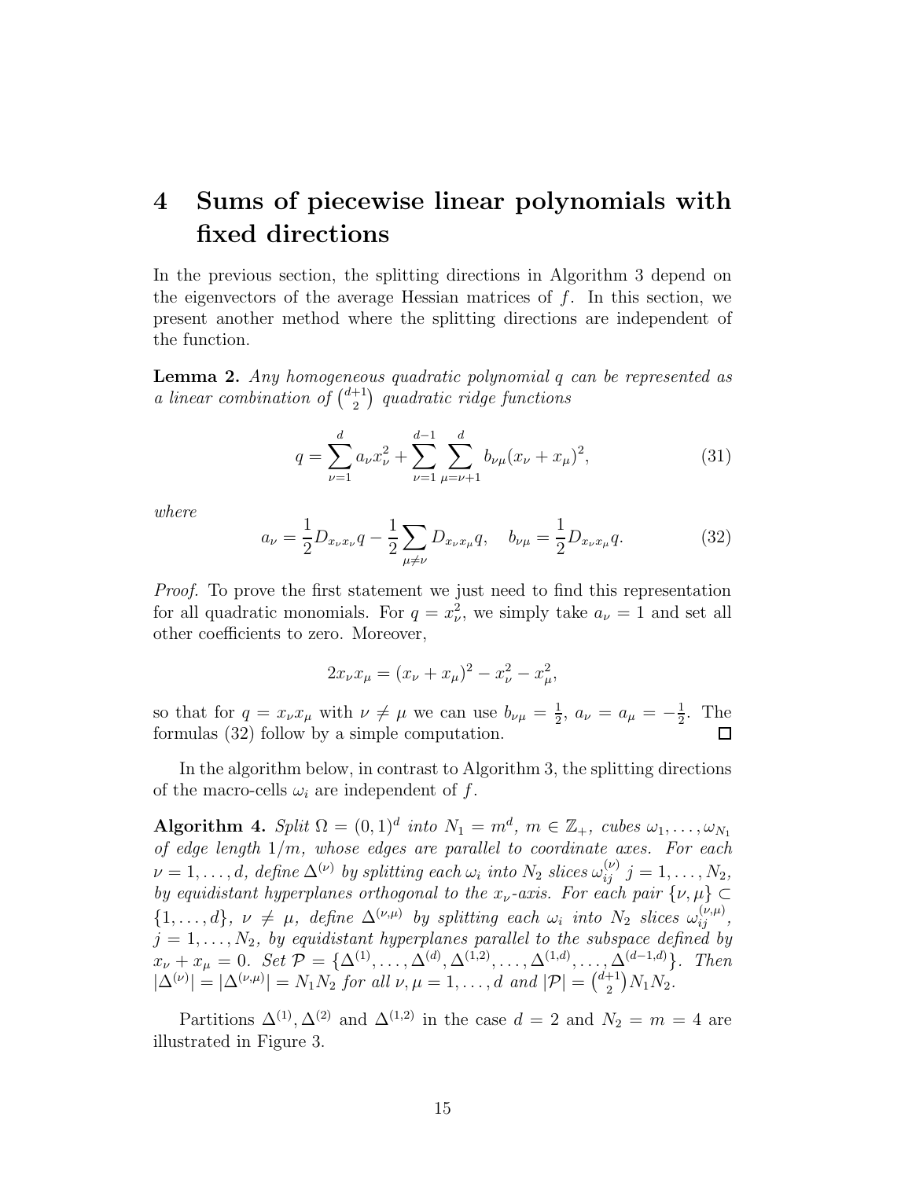# 4 Sums of piecewise linear polynomials with fixed directions

In the previous section, the splitting directions in Algorithm 3 depend on the eigenvectors of the average Hessian matrices of $f$. In this section, we present another method where the splitting directions are independent of the function.

**Lemma 2.** *Any homogeneous quadratic polynomial $q$ can be represented as a linear combination of $\binom{d+1}{2}$ quadratic ridge functions*

$$q = \sum_{\nu=1}^{d} a_\nu x_\nu^2 + \sum_{\nu=1}^{d-1} \sum_{\mu=\nu+1}^{d} b_{\nu\mu}(x_\nu + x_\mu)^2, \tag{31}$$

*where*

$$a_\nu = \frac{1}{2} D_{x_\nu x_\nu} q - \frac{1}{2} \sum_{\mu \neq \nu} D_{x_\nu x_\mu} q, \quad b_{\nu\mu} = \frac{1}{2} D_{x_\nu x_\mu} q. \tag{32}$$

*Proof.* To prove the first statement we just need to find this representation for all quadratic monomials. For $q = x_\nu^2$, we simply take $a_\nu = 1$ and set all other coefficients to zero. Moreover,

$$2x_\nu x_\mu = (x_\nu + x_\mu)^2 - x_\nu^2 - x_\mu^2,$$

so that for $q = x_\nu x_\mu$ with $\nu \neq \mu$ we can use $b_{\nu\mu} = \frac{1}{2}$, $a_\nu = a_\mu = -\frac{1}{2}$. The formulas (32) follow by a simple computation. $\square$

In the algorithm below, in contrast to Algorithm 3, the splitting directions of the macro-cells $\omega_i$ are independent of $f$.

**Algorithm 4.** *Split $\Omega = (0,1)^d$ into $N_1 = m^d$, $m \in \mathbb{Z}_+$, cubes $\omega_1, \ldots, \omega_{N_1}$ of edge length $1/m$, whose edges are parallel to coordinate axes. For each $\nu = 1, \ldots, d$, define $\Delta^{(\nu)}$ by splitting each $\omega_i$ into $N_2$ slices $\omega_{ij}^{(\nu)}$ $j = 1, \ldots, N_2$, by equidistant hyperplanes orthogonal to the $x_\nu$-axis. For each pair $\{\nu, \mu\} \subset \{1, \ldots, d\}$, $\nu \neq \mu$, define $\Delta^{(\nu,\mu)}$ by splitting each $\omega_i$ into $N_2$ slices $\omega_{ij}^{(\nu,\mu)}$, $j = 1, \ldots, N_2$, by equidistant hyperplanes parallel to the subspace defined by $x_\nu + x_\mu = 0$. Set $\mathcal{P} = \{\Delta^{(1)}, \ldots, \Delta^{(d)}, \Delta^{(1,2)}, \ldots, \Delta^{(1,d)}, \ldots, \Delta^{(d-1,d)}\}$. Then $|\Delta^{(\nu)}| = |\Delta^{(\nu,\mu)}| = N_1 N_2$ for all $\nu, \mu = 1, \ldots, d$ and $|\mathcal{P}| = \binom{d+1}{2} N_1 N_2$.*

Partitions $\Delta^{(1)}, \Delta^{(2)}$ and $\Delta^{(1,2)}$ in the case $d = 2$ and $N_2 = m = 4$ are illustrated in Figure 3.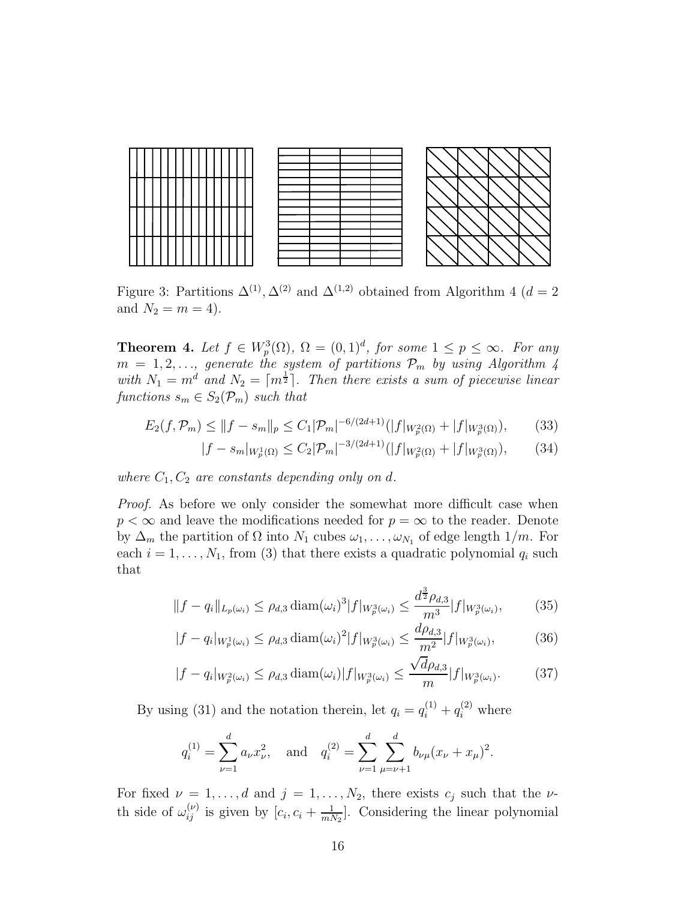Figure 3: Partitions $\Delta^{(1)}, \Delta^{(2)}$ and $\Delta^{(1,2)}$ obtained from Algorithm 4 ($d = 2$ and $N_2 = m = 4$).

**Theorem 4.** *Let $f \in W_p^3(\Omega)$, $\Omega = (0,1)^d$, for some $1 \le p \le \infty$. For any $m = 1, 2, \ldots$, generate the system of partitions $\mathcal{P}_m$ by using Algorithm 4 with $N_1 = m^d$ and $N_2 = \lceil m^{\frac{1}{2}} \rceil$. Then there exists a sum of piecewise linear functions $s_m \in S_2(\mathcal{P}_m)$ such that*

$$E_2(f, \mathcal{P}_m) \le \|f - s_m\|_p \le C_1 |\mathcal{P}_m|^{-6/(2d+1)} (|f|_{W_p^2(\Omega)} + |f|_{W_p^3(\Omega)}), \tag{33}$$

$$|f - s_m|_{W_p^1(\Omega)} \le C_2 |\mathcal{P}_m|^{-3/(2d+1)} (|f|_{W_p^2(\Omega)} + |f|_{W_p^3(\Omega)}), \tag{34}$$

*where $C_1, C_2$ are constants depending only on $d$.*

*Proof.* As before we only consider the somewhat more difficult case when $p < \infty$ and leave the modifications needed for $p = \infty$ to the reader. Denote by $\Delta_m$ the partition of $\Omega$ into $N_1$ cubes $\omega_1, \ldots, \omega_{N_1}$ of edge length $1/m$. For each $i = 1, \ldots, N_1$, from (3) that there exists a quadratic polynomial $q_i$ such that

$$\|f - q_i\|_{L_p(\omega_i)} \le \rho_{d,3} \operatorname{diam}(\omega_i)^3 |f|_{W_p^3(\omega_i)} \le \frac{d^{\frac{3}{2}} \rho_{d,3}}{m^3} |f|_{W_p^3(\omega_i)}, \tag{35}$$

$$|f - q_i|_{W_p^1(\omega_i)} \le \rho_{d,3} \operatorname{diam}(\omega_i)^2 |f|_{W_p^3(\omega_i)} \le \frac{d \rho_{d,3}}{m^2} |f|_{W_p^3(\omega_i)}, \tag{36}$$

$$|f - q_i|_{W_p^2(\omega_i)} \le \rho_{d,3} \operatorname{diam}(\omega_i) |f|_{W_p^3(\omega_i)} \le \frac{\sqrt{d} \rho_{d,3}}{m} |f|_{W_p^3(\omega_i)}. \tag{37}$$

By using (31) and the notation therein, let $q_i = q_i^{(1)} + q_i^{(2)}$ where

$$q_i^{(1)} = \sum_{\nu=1}^{d} a_\nu x_\nu^2, \quad \text{and} \quad q_i^{(2)} = \sum_{\nu=1}^{d} \sum_{\mu=\nu+1}^{d} b_{\nu\mu} (x_\nu + x_\mu)^2.$$

For fixed $\nu = 1, \ldots, d$ and $j = 1, \ldots, N_2$, there exists $c_j$ such that the $\nu$-th side of $\omega_{ij}^{(\nu)}$ is given by $[c_i, c_i + \frac{1}{mN_2}]$. Considering the linear polynomial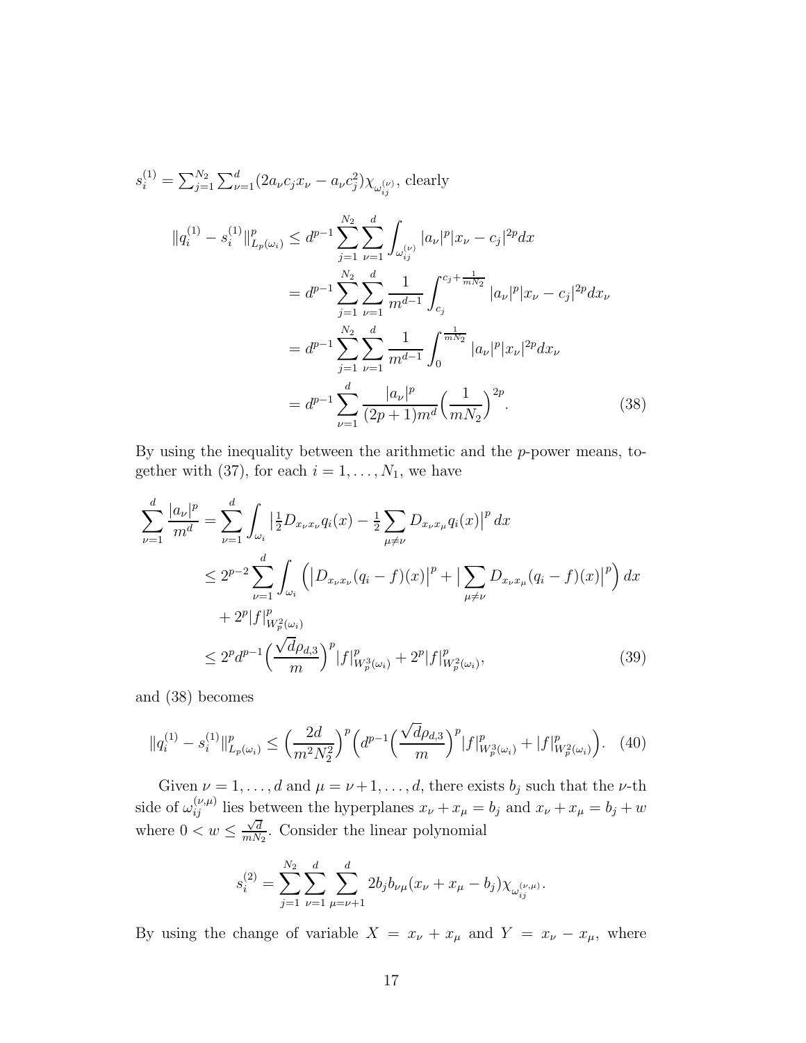$s_i^{(1)} = \sum_{j=1}^{N_2} \sum_{\nu=1}^{d} (2a_\nu c_j x_\nu - a_\nu c_j^2)\chi_{\omega_{ij}^{(\nu)}}$, clearly

$$
\begin{aligned}
\|q_i^{(1)} - s_i^{(1)}\|_{L_p(\omega_i)}^p &\leq d^{p-1} \sum_{j=1}^{N_2} \sum_{\nu=1}^{d} \int_{\omega_{ij}^{(\nu)}} |a_\nu|^p |x_\nu - c_j|^{2p} dx \\
&= d^{p-1} \sum_{j=1}^{N_2} \sum_{\nu=1}^{d} \frac{1}{m^{d-1}} \int_{c_j}^{c_j + \frac{1}{mN_2}} |a_\nu|^p |x_\nu - c_j|^{2p} dx_\nu \\
&= d^{p-1} \sum_{j=1}^{N_2} \sum_{\nu=1}^{d} \frac{1}{m^{d-1}} \int_{0}^{\frac{1}{mN_2}} |a_\nu|^p |x_\nu|^{2p} dx_\nu \\
&= d^{p-1} \sum_{\nu=1}^{d} \frac{|a_\nu|^p}{(2p+1)m^d} \Big(\frac{1}{mN_2}\Big)^{2p}. \qquad (38)
\end{aligned}
$$

By using the inequality between the arithmetic and the $p$-power means, together with (37), for each $i = 1, \ldots, N_1$, we have

$$
\begin{aligned}
\sum_{\nu=1}^{d} \frac{|a_\nu|^p}{m^d} &= \sum_{\nu=1}^{d} \int_{\omega_i} \big|\tfrac{1}{2} D_{x_\nu x_\nu} q_i(x) - \tfrac{1}{2} \sum_{\mu \neq \nu} D_{x_\nu x_\mu} q_i(x)\big|^p \, dx \\
&\leq 2^{p-2} \sum_{\nu=1}^{d} \int_{\omega_i} \Big( \big|D_{x_\nu x_\nu}(q_i - f)(x)\big|^p + \big|\sum_{\mu \neq \nu} D_{x_\nu x_\mu}(q_i - f)(x)\big|^p \Big) dx \\
&\quad + 2^p |f|_{W_p^2(\omega_i)}^p \\
&\leq 2^p d^{p-1} \Big(\frac{\sqrt{d}\rho_{d,3}}{m}\Big)^p |f|_{W_p^3(\omega_i)}^p + 2^p |f|_{W_p^2(\omega_i)}^p, \qquad (39)
\end{aligned}
$$

and (38) becomes

$$
\|q_i^{(1)} - s_i^{(1)}\|_{L_p(\omega_i)}^p \leq \Big(\frac{2d}{m^2 N_2^2}\Big)^p \Big( d^{p-1} \Big(\frac{\sqrt{d}\rho_{d,3}}{m}\Big)^p |f|_{W_p^3(\omega_i)}^p + |f|_{W_p^2(\omega_i)}^p \Big). \quad (40)
$$

Given $\nu = 1, \ldots, d$ and $\mu = \nu + 1, \ldots, d$, there exists $b_j$ such that the $\nu$-th side of $\omega_{ij}^{(\nu,\mu)}$ lies between the hyperplanes $x_\nu + x_\mu = b_j$ and $x_\nu + x_\mu = b_j + w$ where $0 < w \leq \frac{\sqrt{d}}{mN_2}$. Consider the linear polynomial

$$
s_i^{(2)} = \sum_{j=1}^{N_2} \sum_{\nu=1}^{d} \sum_{\mu=\nu+1}^{d} 2b_j b_{\nu\mu}(x_\nu + x_\mu - b_j)\chi_{\omega_{ij}^{(\nu,\mu)}}.
$$

By using the change of variable $X = x_\nu + x_\mu$ and $Y = x_\nu - x_\mu$, where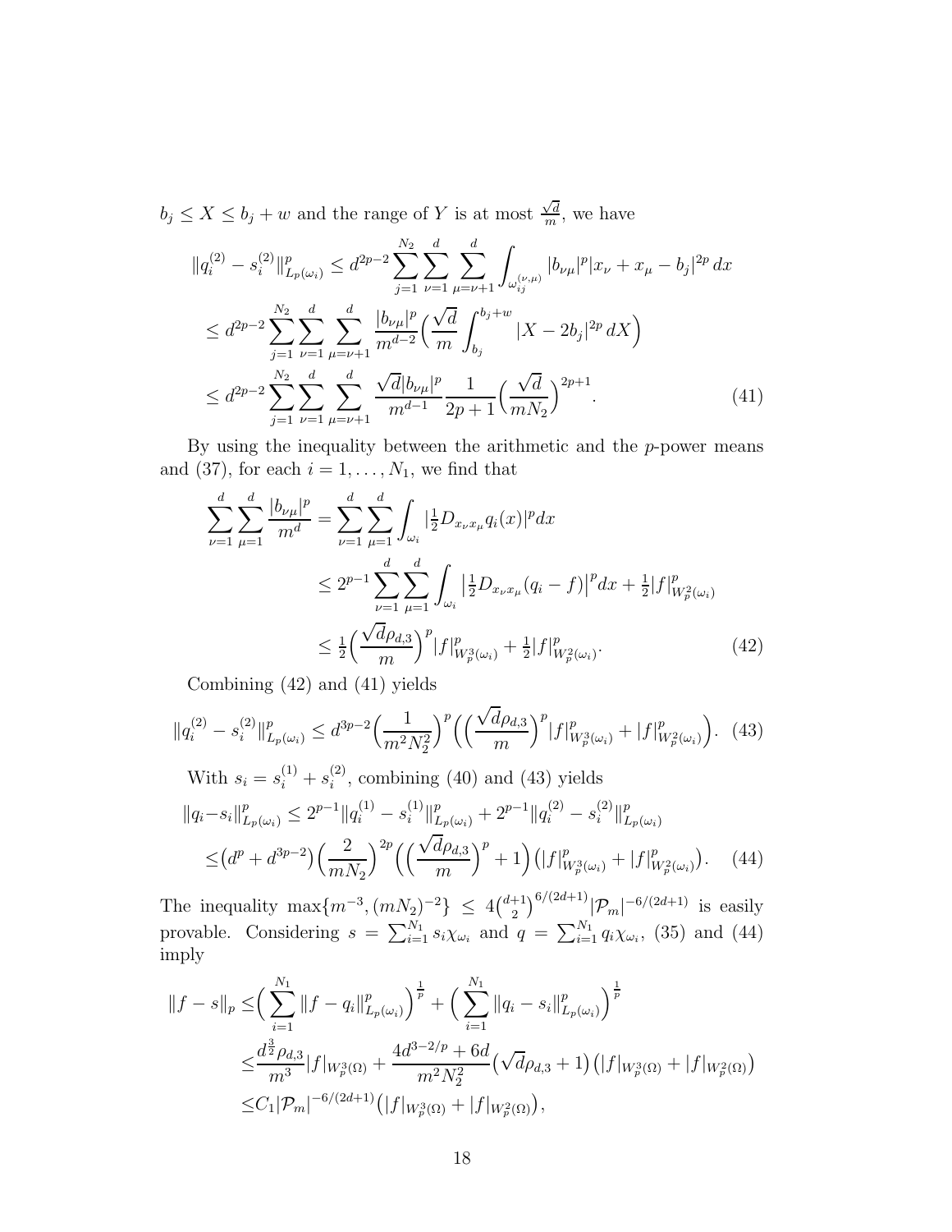$b_j \le X \le b_j + w$ and the range of $Y$ is at most $\frac{\sqrt{d}}{m}$, we have

$$
\begin{aligned}
\|q_i^{(2)} - s_i^{(2)}\|_{L_p(\omega_i)}^p &\le d^{2p-2} \sum_{j=1}^{N_2} \sum_{\nu=1}^{d} \sum_{\mu=\nu+1}^{d} \int_{\omega_{ij}^{(\nu,\mu)}} |b_{\nu\mu}|^p |x_\nu + x_\mu - b_j|^{2p}\, dx \\
&\le d^{2p-2} \sum_{j=1}^{N_2} \sum_{\nu=1}^{d} \sum_{\mu=\nu+1}^{d} \frac{|b_{\nu\mu}|^p}{m^{d-2}} \Big( \frac{\sqrt{d}}{m} \int_{b_j}^{b_j+w} |X - 2b_j|^{2p}\, dX \Big) \\
&\le d^{2p-2} \sum_{j=1}^{N_2} \sum_{\nu=1}^{d} \sum_{\mu=\nu+1}^{d} \frac{\sqrt{d}|b_{\nu\mu}|^p}{m^{d-1}} \frac{1}{2p+1} \Big( \frac{\sqrt{d}}{mN_2} \Big)^{2p+1}. \qquad (41)
\end{aligned}
$$

By using the inequality between the arithmetic and the $p$-power means and (37), for each $i = 1, \ldots, N_1$, we find that

$$
\begin{aligned}
\sum_{\nu=1}^{d} \sum_{\mu=1}^{d} \frac{|b_{\nu\mu}|^p}{m^d} &= \sum_{\nu=1}^{d} \sum_{\mu=1}^{d} \int_{\omega_i} |\tfrac{1}{2} D_{x_\nu x_\mu} q_i(x)|^p dx \\
&\le 2^{p-1} \sum_{\nu=1}^{d} \sum_{\mu=1}^{d} \int_{\omega_i} \big| \tfrac{1}{2} D_{x_\nu x_\mu}(q_i - f) \big|^p dx + \tfrac{1}{2} |f|_{W_p^2(\omega_i)}^p \\
&\le \tfrac{1}{2} \Big( \frac{\sqrt{d}\rho_{d,3}}{m} \Big)^p |f|_{W_p^3(\omega_i)}^p + \tfrac{1}{2} |f|_{W_p^2(\omega_i)}^p. \qquad (42)
\end{aligned}
$$

Combining (42) and (41) yields

$$
\|q_i^{(2)} - s_i^{(2)}\|_{L_p(\omega_i)}^p \le d^{3p-2} \Big( \frac{1}{m^2 N_2^2} \Big)^p \Big( \Big( \frac{\sqrt{d}\rho_{d,3}}{m} \Big)^p |f|_{W_p^3(\omega_i)}^p + |f|_{W_p^2(\omega_i)}^p \Big). \quad (43)
$$

With $s_i = s_i^{(1)} + s_i^{(2)}$, combining (40) and (43) yields

$$
\begin{aligned}
\|q_i - s_i\|_{L_p(\omega_i)}^p &\le 2^{p-1} \|q_i^{(1)} - s_i^{(1)}\|_{L_p(\omega_i)}^p + 2^{p-1} \|q_i^{(2)} - s_i^{(2)}\|_{L_p(\omega_i)}^p \\
&\le \big( d^p + d^{3p-2} \big) \Big( \frac{2}{mN_2} \Big)^{2p} \Big( \Big( \frac{\sqrt{d}\rho_{d,3}}{m} \Big)^p + 1 \Big) \big( |f|_{W_p^3(\omega_i)}^p + |f|_{W_p^2(\omega_i)}^p \big). \quad (44)
\end{aligned}
$$

The inequality $\max\{m^{-3}, (mN_2)^{-2}\} \le 4\binom{d+1}{2}^{6/(2d+1)} |\mathcal{P}_m|^{-6/(2d+1)}$ is easily provable. Considering $s = \sum_{i=1}^{N_1} s_i \chi_{\omega_i}$ and $q = \sum_{i=1}^{N_1} q_i \chi_{\omega_i}$, (35) and (44) imply

$$
\begin{aligned}
\|f - s\|_p &\le \Big( \sum_{i=1}^{N_1} \|f - q_i\|_{L_p(\omega_i)}^p \Big)^{\frac{1}{p}} + \Big( \sum_{i=1}^{N_1} \|q_i - s_i\|_{L_p(\omega_i)}^p \Big)^{\frac{1}{p}} \\
&\le \frac{d^{\frac{3}{2}} \rho_{d,3}}{m^3} |f|_{W_p^3(\Omega)} + \frac{4d^{3-2/p} + 6d}{m^2 N_2^2} \big( \sqrt{d}\rho_{d,3} + 1 \big) \big( |f|_{W_p^3(\Omega)} + |f|_{W_p^2(\Omega)} \big) \\
&\le C_1 |\mathcal{P}_m|^{-6/(2d+1)} \big( |f|_{W_p^3(\Omega)} + |f|_{W_p^2(\Omega)} \big),
\end{aligned}
$$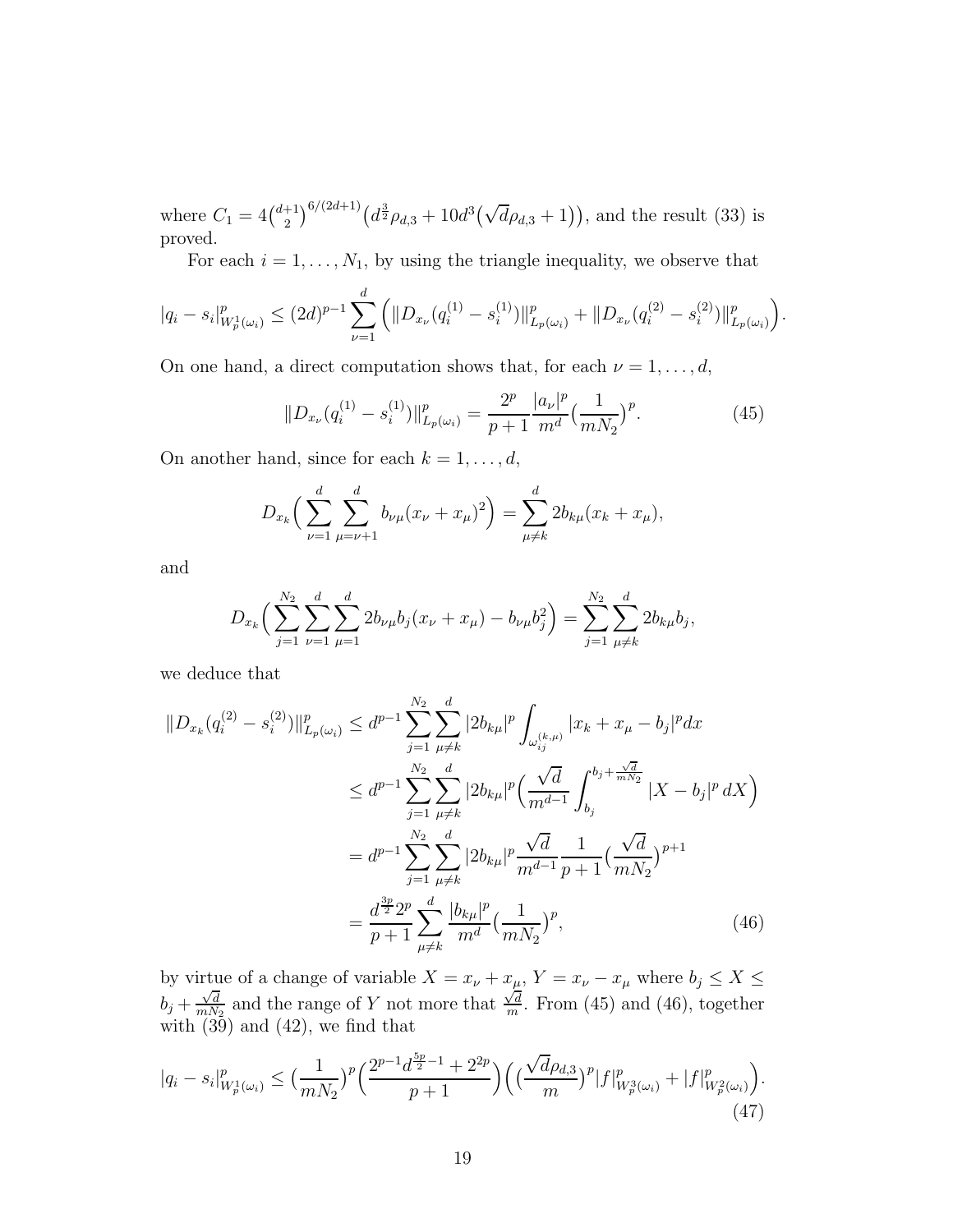where $C_1 = 4\binom{d+1}{2}^{6/(2d+1)}\big(d^{\frac{3}{2}}\rho_{d,3} + 10d^3\big(\sqrt{d}\rho_{d,3}+1\big)\big)$, and the result (33) is proved.

For each $i = 1, \ldots, N_1$, by using the triangle inequality, we observe that

$$|q_i - s_i|^p_{W^1_p(\omega_i)} \le (2d)^{p-1} \sum_{\nu=1}^{d} \Big( \|D_{x_\nu}(q_i^{(1)} - s_i^{(1)})\|^p_{L_p(\omega_i)} + \|D_{x_\nu}(q_i^{(2)} - s_i^{(2)})\|^p_{L_p(\omega_i)} \Big).$$

On one hand, a direct computation shows that, for each $\nu = 1, \ldots, d$,

$$\|D_{x_\nu}(q_i^{(1)} - s_i^{(1)})\|^p_{L_p(\omega_i)} = \frac{2^p}{p+1} \frac{|a_\nu|^p}{m^d} \big(\frac{1}{mN_2}\big)^p. \tag{45}$$

On another hand, since for each $k = 1, \ldots, d$,

$$D_{x_k}\Big( \sum_{\nu=1}^{d} \sum_{\mu=\nu+1}^{d} b_{\nu\mu}(x_\nu + x_\mu)^2 \Big) = \sum_{\mu \ne k}^{d} 2b_{k\mu}(x_k + x_\mu),$$

and

$$D_{x_k}\Big( \sum_{j=1}^{N_2} \sum_{\nu=1}^{d} \sum_{\mu=1}^{d} 2b_{\nu\mu} b_j (x_\nu + x_\mu) - b_{\nu\mu} b_j^2 \Big) = \sum_{j=1}^{N_2} \sum_{\mu \ne k}^{d} 2b_{k\mu} b_j,$$

we deduce that

$$\begin{aligned}
\|D_{x_k}(q_i^{(2)} - s_i^{(2)})\|^p_{L_p(\omega_i)} &\le d^{p-1} \sum_{j=1}^{N_2} \sum_{\mu \ne k}^{d} |2b_{k\mu}|^p \int_{\omega_{ij}^{(k,\mu)}} |x_k + x_\mu - b_j|^p dx \\
&\le d^{p-1} \sum_{j=1}^{N_2} \sum_{\mu \ne k}^{d} |2b_{k\mu}|^p \Big( \frac{\sqrt{d}}{m^{d-1}} \int_{b_j}^{b_j + \frac{\sqrt{d}}{mN_2}} |X - b_j|^p \, dX \Big) \\
&= d^{p-1} \sum_{j=1}^{N_2} \sum_{\mu \ne k}^{d} |2b_{k\mu}|^p \frac{\sqrt{d}}{m^{d-1}} \frac{1}{p+1} \big(\frac{\sqrt{d}}{mN_2}\big)^{p+1} \\
&= \frac{d^{\frac{3p}{2}} 2^p}{p+1} \sum_{\mu \ne k}^{d} \frac{|b_{k\mu}|^p}{m^d} \big(\frac{1}{mN_2}\big)^p,
\end{aligned} \tag{46}$$

by virtue of a change of variable $X = x_\nu + x_\mu$, $Y = x_\nu - x_\mu$ where $b_j \le X \le b_j + \frac{\sqrt{d}}{mN_2}$ and the range of $Y$ not more that $\frac{\sqrt{d}}{m}$. From (45) and (46), together with (39) and (42), we find that

$$|q_i - s_i|^p_{W^1_p(\omega_i)} \le \big(\frac{1}{mN_2}\big)^p \Big( \frac{2^{p-1} d^{\frac{5p}{2}-1} + 2^{2p}}{p+1} \Big) \Big( \big(\frac{\sqrt{d}\rho_{d,3}}{m}\big)^p |f|^p_{W^3_p(\omega_i)} + |f|^p_{W^2_p(\omega_i)} \Big). \tag{47}$$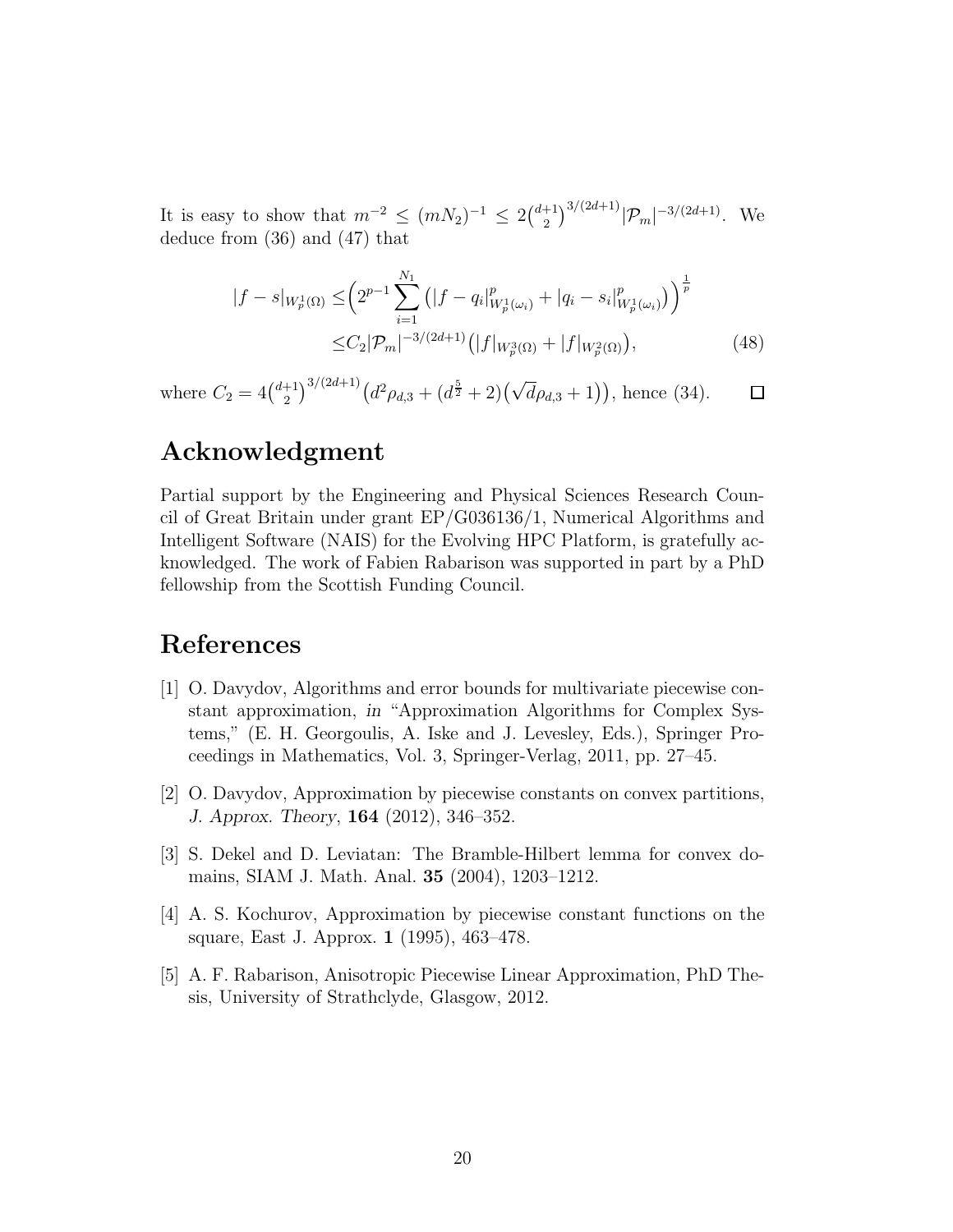It is easy to show that $m^{-2} \leq (mN_2)^{-1} \leq 2\binom{d+1}{2}^{3/(2d+1)}|\mathcal{P}_m|^{-3/(2d+1)}$. We deduce from (36) and (47) that

$$
\begin{aligned}
|f-s|_{W_p^1(\Omega)} \leq & \Big(2^{p-1}\sum_{i=1}^{N_1}\big(|f-q_i|^p_{W_p^1(\omega_i)} + |q_i - s_i|^p_{W_p^1(\omega_i)}\big)\Big)^{\frac{1}{p}} \\
\leq & C_2|\mathcal{P}_m|^{-3/(2d+1)}\big(|f|_{W_p^3(\Omega)} + |f|_{W_p^2(\Omega)}\big), \qquad (48)
\end{aligned}
$$

where $C_2 = 4\binom{d+1}{2}^{3/(2d+1)}\big(d^2\rho_{d,3} + (d^{\frac{5}{2}}+2)(\sqrt{d}\rho_{d,3}+1)\big)$, hence (34). □

# Acknowledgment

Partial support by the Engineering and Physical Sciences Research Council of Great Britain under grant EP/G036136/1, Numerical Algorithms and Intelligent Software (NAIS) for the Evolving HPC Platform, is gratefully acknowledged. The work of Fabien Rabarison was supported in part by a PhD fellowship from the Scottish Funding Council.

# References

[1] O. Davydov, Algorithms and error bounds for multivariate piecewise constant approximation, *in* "Approximation Algorithms for Complex Systems," (E. H. Georgoulis, A. Iske and J. Levesley, Eds.), Springer Proceedings in Mathematics, Vol. 3, Springer-Verlag, 2011, pp. 27–45.

[2] O. Davydov, Approximation by piecewise constants on convex partitions, *J. Approx. Theory*, **164** (2012), 346–352.

[3] S. Dekel and D. Leviatan: The Bramble-Hilbert lemma for convex domains, SIAM J. Math. Anal. **35** (2004), 1203–1212.

[4] A. S. Kochurov, Approximation by piecewise constant functions on the square, East J. Approx. **1** (1995), 463–478.

[5] A. F. Rabarison, Anisotropic Piecewise Linear Approximation, PhD Thesis, University of Strathclyde, Glasgow, 2012.